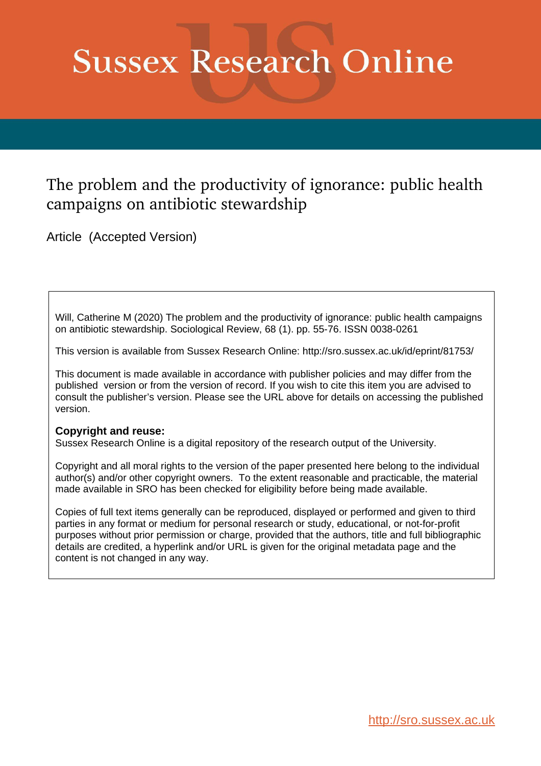# Sussex Research Online

## The problem and the productivity of ignorance: public health campaigns on antibiotic stewardship

Article (Accepted Version)

Will, Catherine M (2020) The problem and the productivity of ignorance: public health campaigns on antibiotic stewardship. Sociological Review, 68 (1). pp. 55-76. ISSN 0038-0261

This version is available from Sussex Research Online: http://sro.sussex.ac.uk/id/eprint/81753/

This document is made available in accordance with publisher policies and may differ from the published version or from the version of record. If you wish to cite this item you are advised to consult the publisher's version. Please see the URL above for details on accessing the published version.

**Copyright and reuse:**
Sussex Research Online is a digital repository of the research output of the University.

Copyright and all moral rights to the version of the paper presented here belong to the individual author(s) and/or other copyright owners. To the extent reasonable and practicable, the material made available in SRO has been checked for eligibility before being made available.

Copies of full text items generally can be reproduced, displayed or performed and given to third parties in any format or medium for personal research or study, educational, or not-for-profit purposes without prior permission or charge, provided that the authors, title and full bibliographic details are credited, a hyperlink and/or URL is given for the original metadata page and the content is not changed in any way.

http://sro.sussex.ac.uk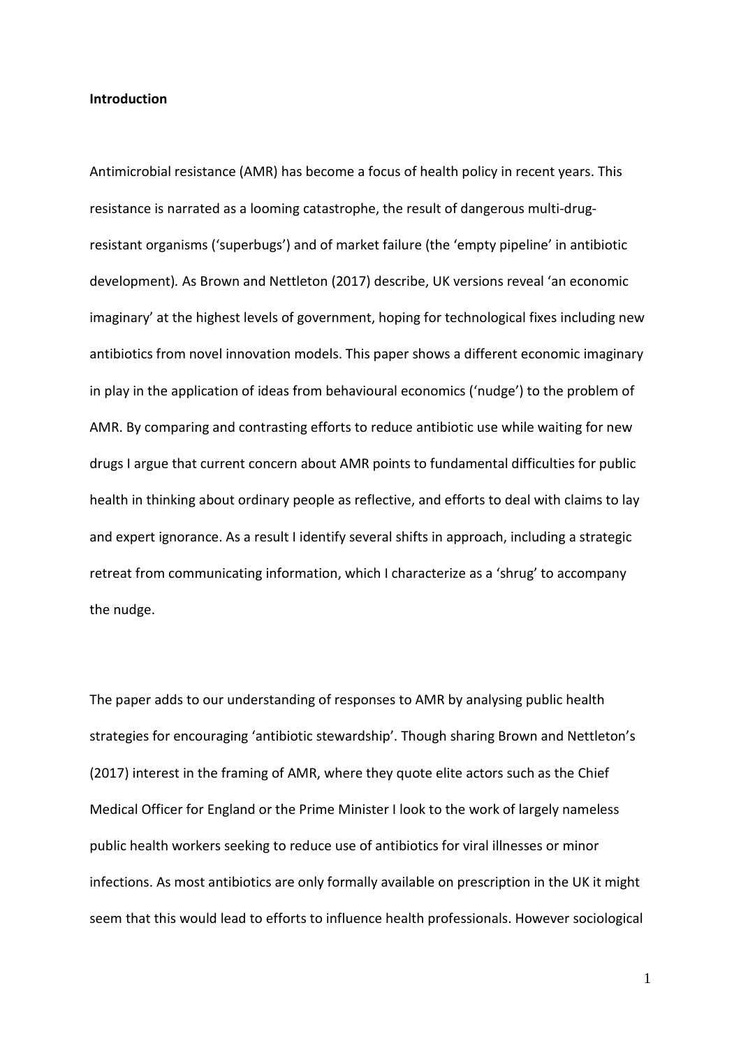**Introduction**

Antimicrobial resistance (AMR) has become a focus of health policy in recent years. This resistance is narrated as a looming catastrophe, the result of dangerous multi-drug-resistant organisms ('superbugs') and of market failure (the 'empty pipeline' in antibiotic development). As Brown and Nettleton (2017) describe, UK versions reveal 'an economic imaginary' at the highest levels of government, hoping for technological fixes including new antibiotics from novel innovation models. This paper shows a different economic imaginary in play in the application of ideas from behavioural economics ('nudge') to the problem of AMR. By comparing and contrasting efforts to reduce antibiotic use while waiting for new drugs I argue that current concern about AMR points to fundamental difficulties for public health in thinking about ordinary people as reflective, and efforts to deal with claims to lay and expert ignorance. As a result I identify several shifts in approach, including a strategic retreat from communicating information, which I characterize as a 'shrug' to accompany the nudge.

The paper adds to our understanding of responses to AMR by analysing public health strategies for encouraging 'antibiotic stewardship'. Though sharing Brown and Nettleton's (2017) interest in the framing of AMR, where they quote elite actors such as the Chief Medical Officer for England or the Prime Minister I look to the work of largely nameless public health workers seeking to reduce use of antibiotics for viral illnesses or minor infections. As most antibiotics are only formally available on prescription in the UK it might seem that this would lead to efforts to influence health professionals. However sociological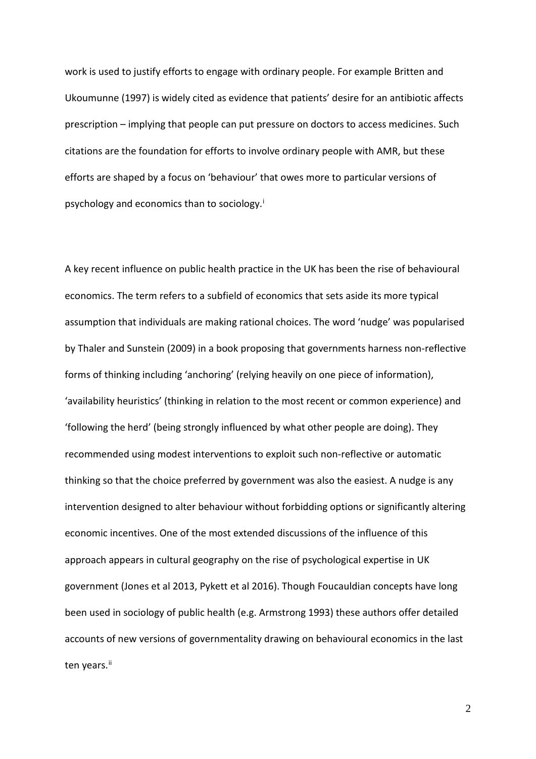work is used to justify efforts to engage with ordinary people. For example Britten and Ukoumunne (1997) is widely cited as evidence that patients' desire for an antibiotic affects prescription – implying that people can put pressure on doctors to access medicines. Such citations are the foundation for efforts to involve ordinary people with AMR, but these efforts are shaped by a focus on 'behaviour' that owes more to particular versions of psychology and economics than to sociology.[i]

A key recent influence on public health practice in the UK has been the rise of behavioural economics. The term refers to a subfield of economics that sets aside its more typical assumption that individuals are making rational choices. The word 'nudge' was popularised by Thaler and Sunstein (2009) in a book proposing that governments harness non-reflective forms of thinking including 'anchoring' (relying heavily on one piece of information), 'availability heuristics' (thinking in relation to the most recent or common experience) and 'following the herd' (being strongly influenced by what other people are doing). They recommended using modest interventions to exploit such non-reflective or automatic thinking so that the choice preferred by government was also the easiest. A nudge is any intervention designed to alter behaviour without forbidding options or significantly altering economic incentives. One of the most extended discussions of the influence of this approach appears in cultural geography on the rise of psychological expertise in UK government (Jones et al 2013, Pykett et al 2016). Though Foucauldian concepts have long been used in sociology of public health (e.g. Armstrong 1993) these authors offer detailed accounts of new versions of governmentality drawing on behavioural economics in the last ten years.[ii]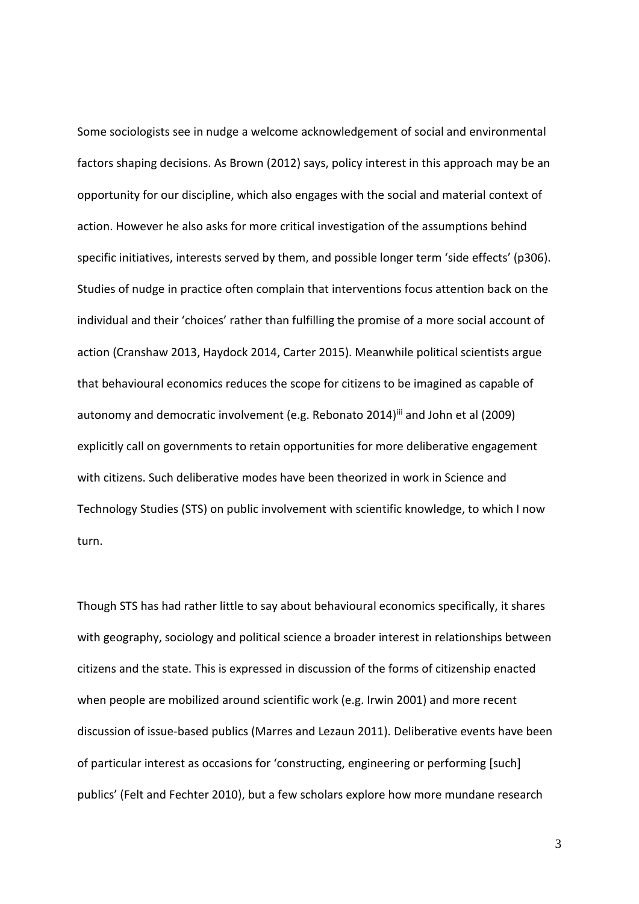Some sociologists see in nudge a welcome acknowledgement of social and environmental factors shaping decisions. As Brown (2012) says, policy interest in this approach may be an opportunity for our discipline, which also engages with the social and material context of action. However he also asks for more critical investigation of the assumptions behind specific initiatives, interests served by them, and possible longer term 'side effects' (p306). Studies of nudge in practice often complain that interventions focus attention back on the individual and their 'choices' rather than fulfilling the promise of a more social account of action (Cranshaw 2013, Haydock 2014, Carter 2015). Meanwhile political scientists argue that behavioural economics reduces the scope for citizens to be imagined as capable of autonomy and democratic involvement (e.g. Rebonato 2014)[iii] and John et al (2009) explicitly call on governments to retain opportunities for more deliberative engagement with citizens. Such deliberative modes have been theorized in work in Science and Technology Studies (STS) on public involvement with scientific knowledge, to which I now turn.

Though STS has had rather little to say about behavioural economics specifically, it shares with geography, sociology and political science a broader interest in relationships between citizens and the state. This is expressed in discussion of the forms of citizenship enacted when people are mobilized around scientific work (e.g. Irwin 2001) and more recent discussion of issue-based publics (Marres and Lezaun 2011). Deliberative events have been of particular interest as occasions for 'constructing, engineering or performing [such] publics' (Felt and Fechter 2010), but a few scholars explore how more mundane research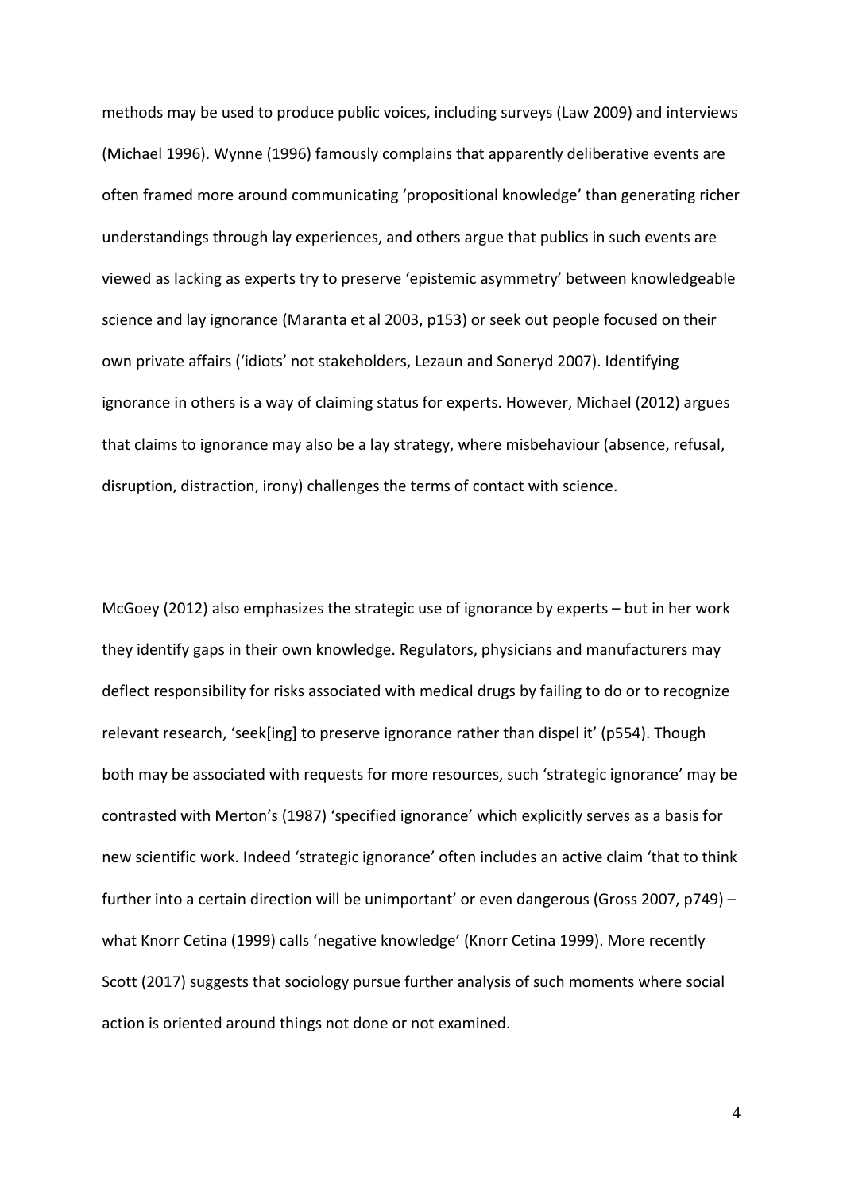methods may be used to produce public voices, including surveys (Law 2009) and interviews (Michael 1996). Wynne (1996) famously complains that apparently deliberative events are often framed more around communicating 'propositional knowledge' than generating richer understandings through lay experiences, and others argue that publics in such events are viewed as lacking as experts try to preserve 'epistemic asymmetry' between knowledgeable science and lay ignorance (Maranta et al 2003, p153) or seek out people focused on their own private affairs ('idiots' not stakeholders, Lezaun and Soneryd 2007). Identifying ignorance in others is a way of claiming status for experts. However, Michael (2012) argues that claims to ignorance may also be a lay strategy, where misbehaviour (absence, refusal, disruption, distraction, irony) challenges the terms of contact with science.

McGoey (2012) also emphasizes the strategic use of ignorance by experts – but in her work they identify gaps in their own knowledge. Regulators, physicians and manufacturers may deflect responsibility for risks associated with medical drugs by failing to do or to recognize relevant research, 'seek[ing] to preserve ignorance rather than dispel it' (p554). Though both may be associated with requests for more resources, such 'strategic ignorance' may be contrasted with Merton's (1987) 'specified ignorance' which explicitly serves as a basis for new scientific work. Indeed 'strategic ignorance' often includes an active claim 'that to think further into a certain direction will be unimportant' or even dangerous (Gross 2007, p749) – what Knorr Cetina (1999) calls 'negative knowledge' (Knorr Cetina 1999). More recently Scott (2017) suggests that sociology pursue further analysis of such moments where social action is oriented around things not done or not examined.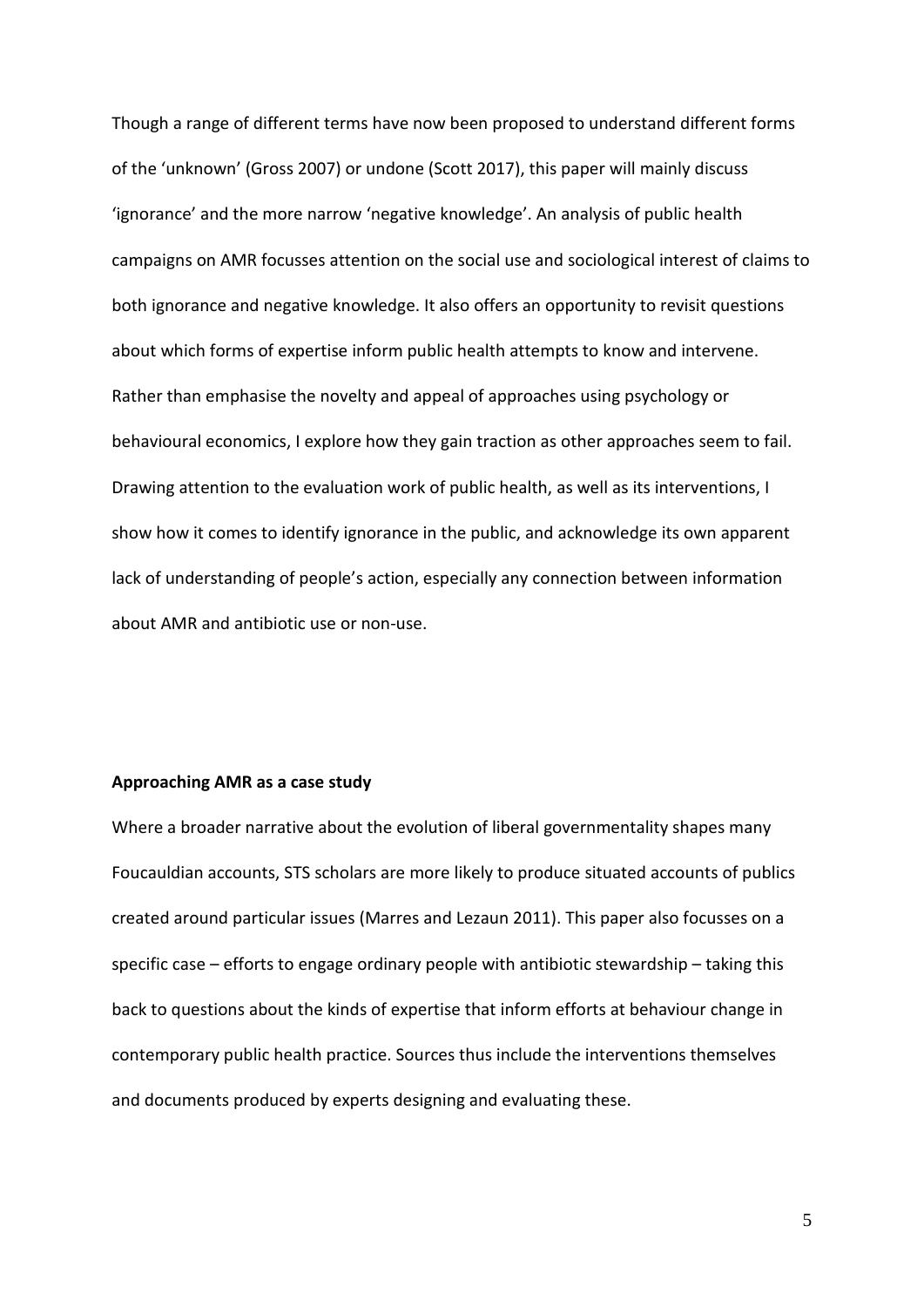Though a range of different terms have now been proposed to understand different forms of the 'unknown' (Gross 2007) or undone (Scott 2017), this paper will mainly discuss 'ignorance' and the more narrow 'negative knowledge'. An analysis of public health campaigns on AMR focusses attention on the social use and sociological interest of claims to both ignorance and negative knowledge. It also offers an opportunity to revisit questions about which forms of expertise inform public health attempts to know and intervene. Rather than emphasise the novelty and appeal of approaches using psychology or behavioural economics, I explore how they gain traction as other approaches seem to fail. Drawing attention to the evaluation work of public health, as well as its interventions, I show how it comes to identify ignorance in the public, and acknowledge its own apparent lack of understanding of people's action, especially any connection between information about AMR and antibiotic use or non-use.

**Approaching AMR as a case study**

Where a broader narrative about the evolution of liberal governmentality shapes many Foucauldian accounts, STS scholars are more likely to produce situated accounts of publics created around particular issues (Marres and Lezaun 2011). This paper also focusses on a specific case – efforts to engage ordinary people with antibiotic stewardship – taking this back to questions about the kinds of expertise that inform efforts at behaviour change in contemporary public health practice. Sources thus include the interventions themselves and documents produced by experts designing and evaluating these.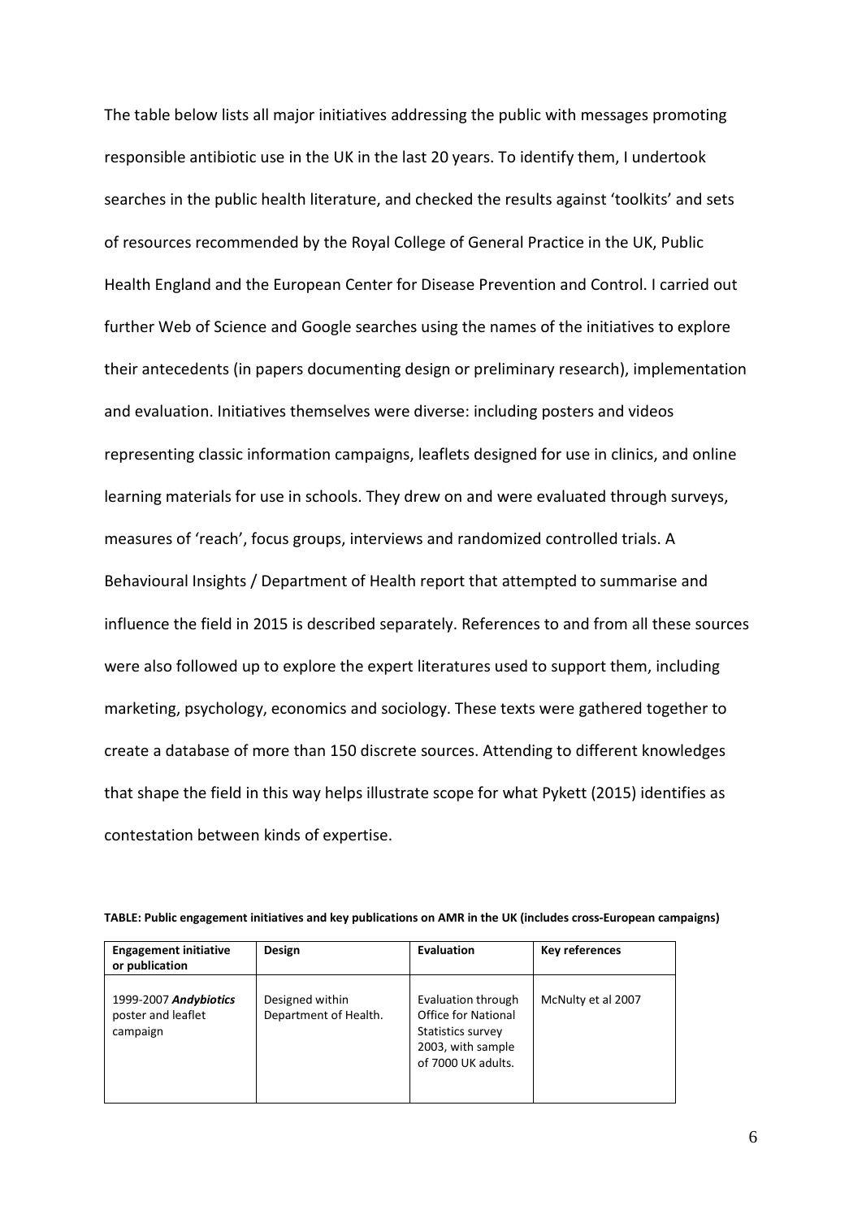The table below lists all major initiatives addressing the public with messages promoting responsible antibiotic use in the UK in the last 20 years. To identify them, I undertook searches in the public health literature, and checked the results against 'toolkits' and sets of resources recommended by the Royal College of General Practice in the UK, Public Health England and the European Center for Disease Prevention and Control. I carried out further Web of Science and Google searches using the names of the initiatives to explore their antecedents (in papers documenting design or preliminary research), implementation and evaluation. Initiatives themselves were diverse: including posters and videos representing classic information campaigns, leaflets designed for use in clinics, and online learning materials for use in schools. They drew on and were evaluated through surveys, measures of 'reach', focus groups, interviews and randomized controlled trials. A Behavioural Insights / Department of Health report that attempted to summarise and influence the field in 2015 is described separately. References to and from all these sources were also followed up to explore the expert literatures used to support them, including marketing, psychology, economics and sociology. These texts were gathered together to create a database of more than 150 discrete sources. Attending to different knowledges that shape the field in this way helps illustrate scope for what Pykett (2015) identifies as contestation between kinds of expertise.

**TABLE: Public engagement initiatives and key publications on AMR in the UK (includes cross-European campaigns)**

| Engagement initiative or publication | Design | Evaluation | Key references |
|---|---|---|---|
| 1999-2007 ***Andybiotics*** poster and leaflet campaign | Designed within Department of Health. | Evaluation through Office for National Statistics survey 2003, with sample of 7000 UK adults. | McNulty et al 2007 |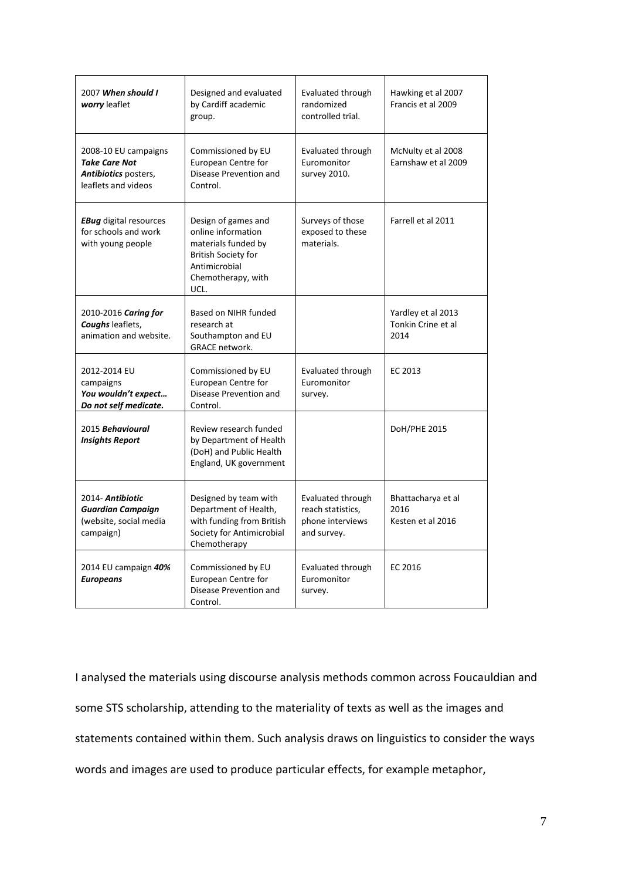| 2007 ***When should I worry*** leaflet | Designed and evaluated by Cardiff academic group. | Evaluated through randomized controlled trial. | Hawking et al 2007 Francis et al 2009 |
|---|---|---|---|
| 2008-10 EU campaigns ***Take Care Not Antibiotics*** posters, leaflets and videos | Commissioned by EU European Centre for Disease Prevention and Control. | Evaluated through Euromonitor survey 2010. | McNulty et al 2008 Earnshaw et al 2009 |
| ***EBug*** digital resources for schools and work with young people | Design of games and online information materials funded by British Society for Antimicrobial Chemotherapy, with UCL. | Surveys of those exposed to these materials. | Farrell et al 2011 |
| 2010-2016 ***Caring for Coughs*** leaflets, animation and website. | Based on NIHR funded research at Southampton and EU GRACE network. | | Yardley et al 2013 Tonkin Crine et al 2014 |
| 2012-2014 EU campaigns ***You wouldn't expect… Do not self medicate.*** | Commissioned by EU European Centre for Disease Prevention and Control. | Evaluated through Euromonitor survey. | EC 2013 |
| 2015 ***Behavioural Insights Report*** | Review research funded by Department of Health (DoH) and Public Health England, UK government | | DoH/PHE 2015 |
| 2014- ***Antibiotic Guardian Campaign*** (website, social media campaign) | Designed by team with Department of Health, with funding from British Society for Antimicrobial Chemotherapy | Evaluated through reach statistics, phone interviews and survey. | Bhattacharya et al 2016 Kesten et al 2016 |
| 2014 EU campaign ***40% Europeans*** | Commissioned by EU European Centre for Disease Prevention and Control. | Evaluated through Euromonitor survey. | EC 2016 |

I analysed the materials using discourse analysis methods common across Foucauldian and some STS scholarship, attending to the materiality of texts as well as the images and statements contained within them. Such analysis draws on linguistics to consider the ways words and images are used to produce particular effects, for example metaphor,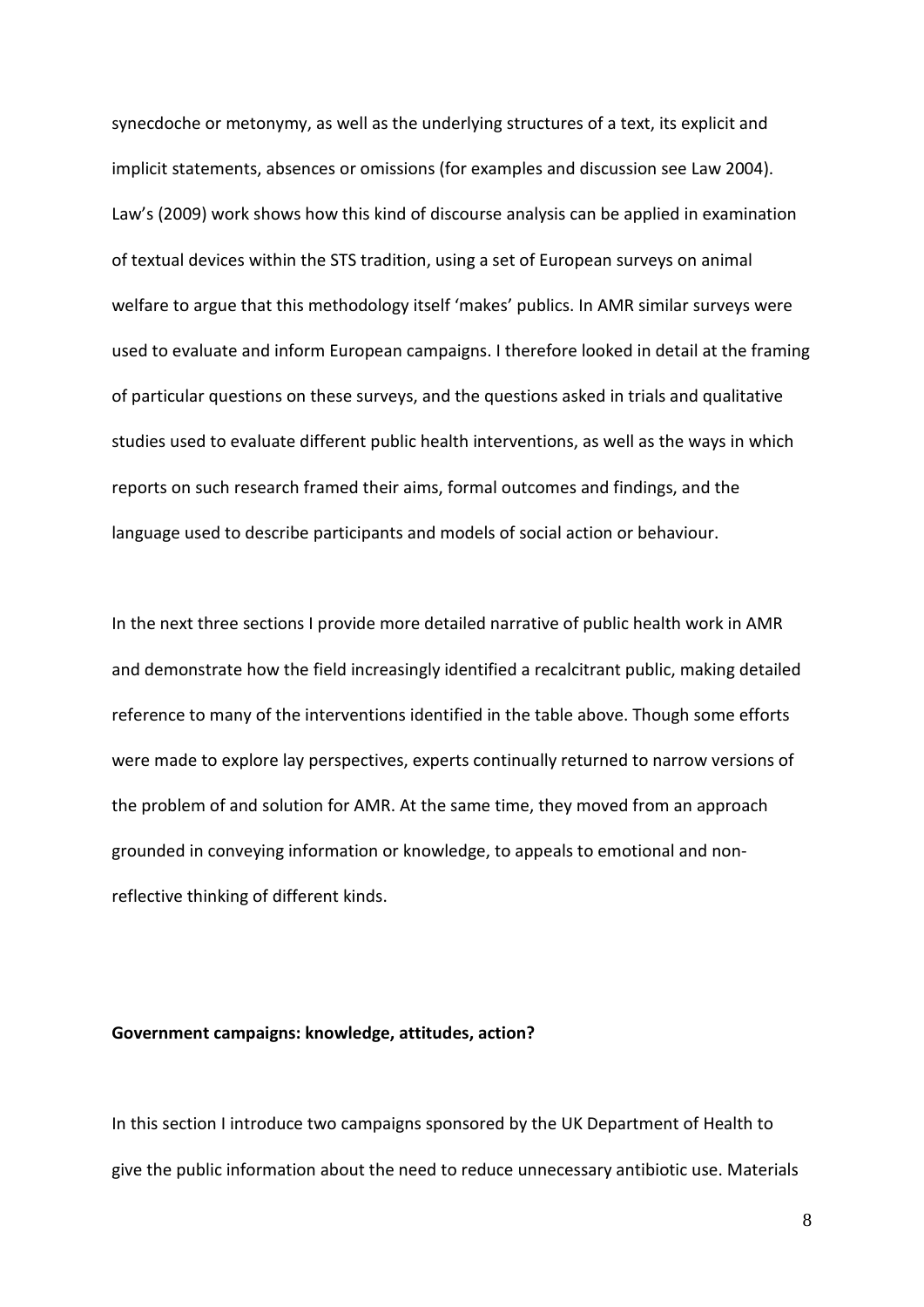synecdoche or metonymy, as well as the underlying structures of a text, its explicit and implicit statements, absences or omissions (for examples and discussion see Law 2004). Law's (2009) work shows how this kind of discourse analysis can be applied in examination of textual devices within the STS tradition, using a set of European surveys on animal welfare to argue that this methodology itself 'makes' publics. In AMR similar surveys were used to evaluate and inform European campaigns. I therefore looked in detail at the framing of particular questions on these surveys, and the questions asked in trials and qualitative studies used to evaluate different public health interventions, as well as the ways in which reports on such research framed their aims, formal outcomes and findings, and the language used to describe participants and models of social action or behaviour.

In the next three sections I provide more detailed narrative of public health work in AMR and demonstrate how the field increasingly identified a recalcitrant public, making detailed reference to many of the interventions identified in the table above. Though some efforts were made to explore lay perspectives, experts continually returned to narrow versions of the problem of and solution for AMR. At the same time, they moved from an approach grounded in conveying information or knowledge, to appeals to emotional and non-reflective thinking of different kinds.

**Government campaigns: knowledge, attitudes, action?**

In this section I introduce two campaigns sponsored by the UK Department of Health to give the public information about the need to reduce unnecessary antibiotic use. Materials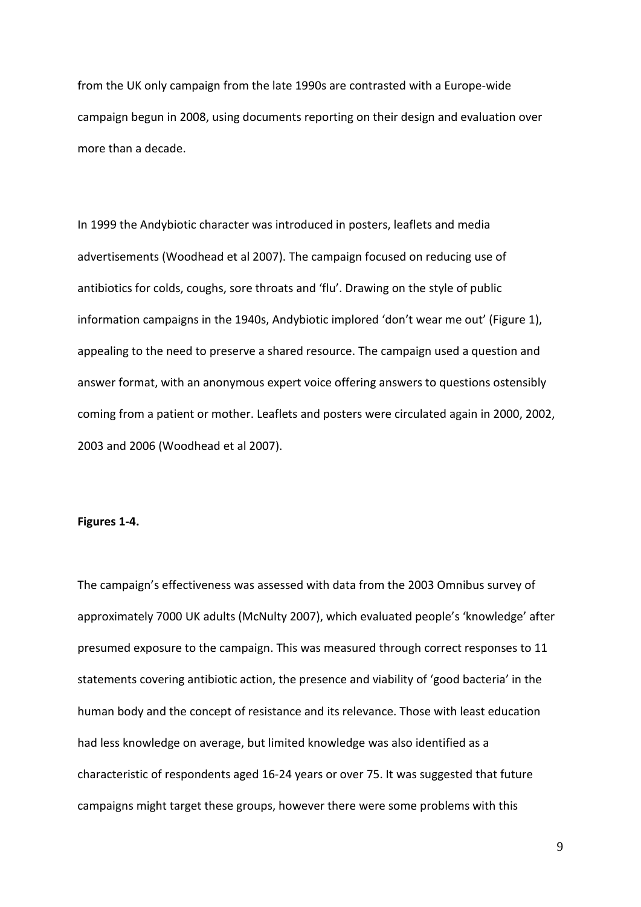from the UK only campaign from the late 1990s are contrasted with a Europe-wide campaign begun in 2008, using documents reporting on their design and evaluation over more than a decade.

In 1999 the Andybiotic character was introduced in posters, leaflets and media advertisements (Woodhead et al 2007). The campaign focused on reducing use of antibiotics for colds, coughs, sore throats and 'flu'. Drawing on the style of public information campaigns in the 1940s, Andybiotic implored 'don't wear me out' (Figure 1), appealing to the need to preserve a shared resource. The campaign used a question and answer format, with an anonymous expert voice offering answers to questions ostensibly coming from a patient or mother. Leaflets and posters were circulated again in 2000, 2002, 2003 and 2006 (Woodhead et al 2007).

**Figures 1-4.**

The campaign's effectiveness was assessed with data from the 2003 Omnibus survey of approximately 7000 UK adults (McNulty 2007), which evaluated people's 'knowledge' after presumed exposure to the campaign. This was measured through correct responses to 11 statements covering antibiotic action, the presence and viability of 'good bacteria' in the human body and the concept of resistance and its relevance. Those with least education had less knowledge on average, but limited knowledge was also identified as a characteristic of respondents aged 16-24 years or over 75. It was suggested that future campaigns might target these groups, however there were some problems with this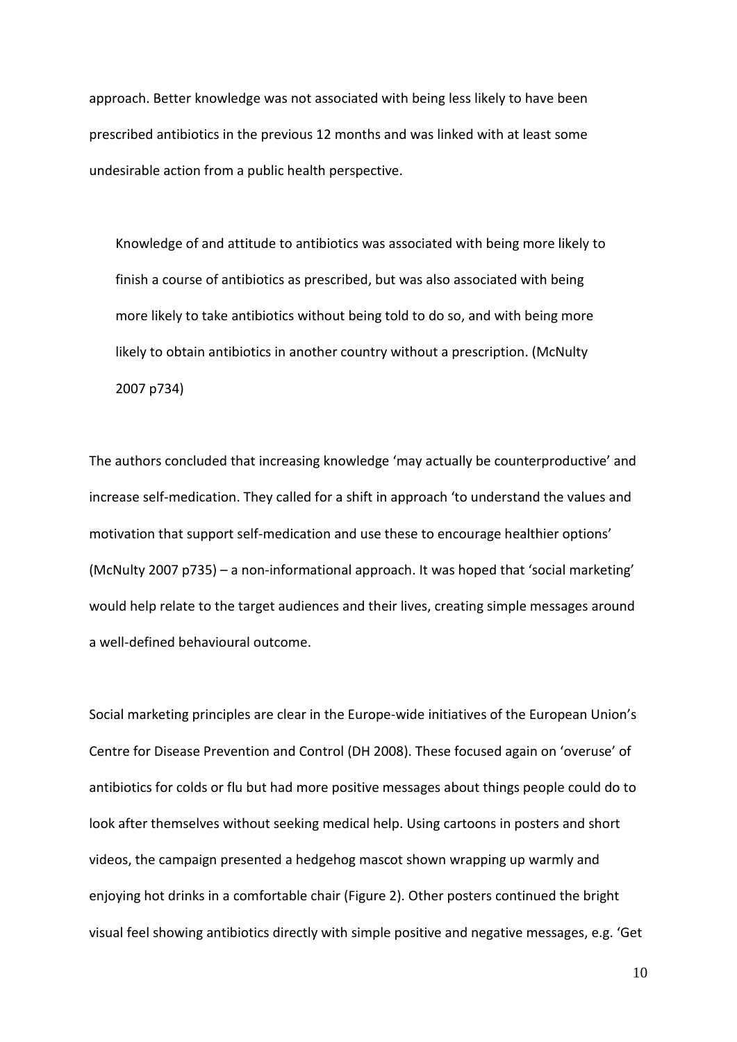approach. Better knowledge was not associated with being less likely to have been prescribed antibiotics in the previous 12 months and was linked with at least some undesirable action from a public health perspective.

> Knowledge of and attitude to antibiotics was associated with being more likely to finish a course of antibiotics as prescribed, but was also associated with being more likely to take antibiotics without being told to do so, and with being more likely to obtain antibiotics in another country without a prescription. (McNulty 2007 p734)

The authors concluded that increasing knowledge 'may actually be counterproductive' and increase self-medication. They called for a shift in approach 'to understand the values and motivation that support self-medication and use these to encourage healthier options' (McNulty 2007 p735) – a non-informational approach. It was hoped that 'social marketing' would help relate to the target audiences and their lives, creating simple messages around a well-defined behavioural outcome.

Social marketing principles are clear in the Europe-wide initiatives of the European Union's Centre for Disease Prevention and Control (DH 2008). These focused again on 'overuse' of antibiotics for colds or flu but had more positive messages about things people could do to look after themselves without seeking medical help. Using cartoons in posters and short videos, the campaign presented a hedgehog mascot shown wrapping up warmly and enjoying hot drinks in a comfortable chair (Figure 2). Other posters continued the bright visual feel showing antibiotics directly with simple positive and negative messages, e.g. 'Get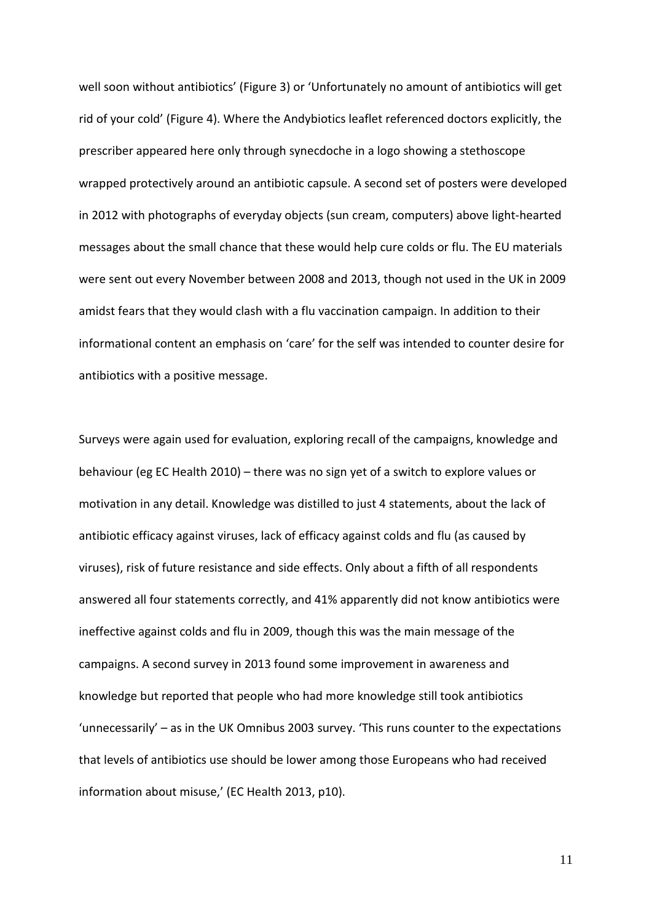well soon without antibiotics' (Figure 3) or 'Unfortunately no amount of antibiotics will get rid of your cold' (Figure 4). Where the Andybiotics leaflet referenced doctors explicitly, the prescriber appeared here only through synecdoche in a logo showing a stethoscope wrapped protectively around an antibiotic capsule. A second set of posters were developed in 2012 with photographs of everyday objects (sun cream, computers) above light-hearted messages about the small chance that these would help cure colds or flu. The EU materials were sent out every November between 2008 and 2013, though not used in the UK in 2009 amidst fears that they would clash with a flu vaccination campaign. In addition to their informational content an emphasis on 'care' for the self was intended to counter desire for antibiotics with a positive message.

Surveys were again used for evaluation, exploring recall of the campaigns, knowledge and behaviour (eg EC Health 2010) – there was no sign yet of a switch to explore values or motivation in any detail. Knowledge was distilled to just 4 statements, about the lack of antibiotic efficacy against viruses, lack of efficacy against colds and flu (as caused by viruses), risk of future resistance and side effects. Only about a fifth of all respondents answered all four statements correctly, and 41% apparently did not know antibiotics were ineffective against colds and flu in 2009, though this was the main message of the campaigns. A second survey in 2013 found some improvement in awareness and knowledge but reported that people who had more knowledge still took antibiotics 'unnecessarily' – as in the UK Omnibus 2003 survey. 'This runs counter to the expectations that levels of antibiotics use should be lower among those Europeans who had received information about misuse,' (EC Health 2013, p10).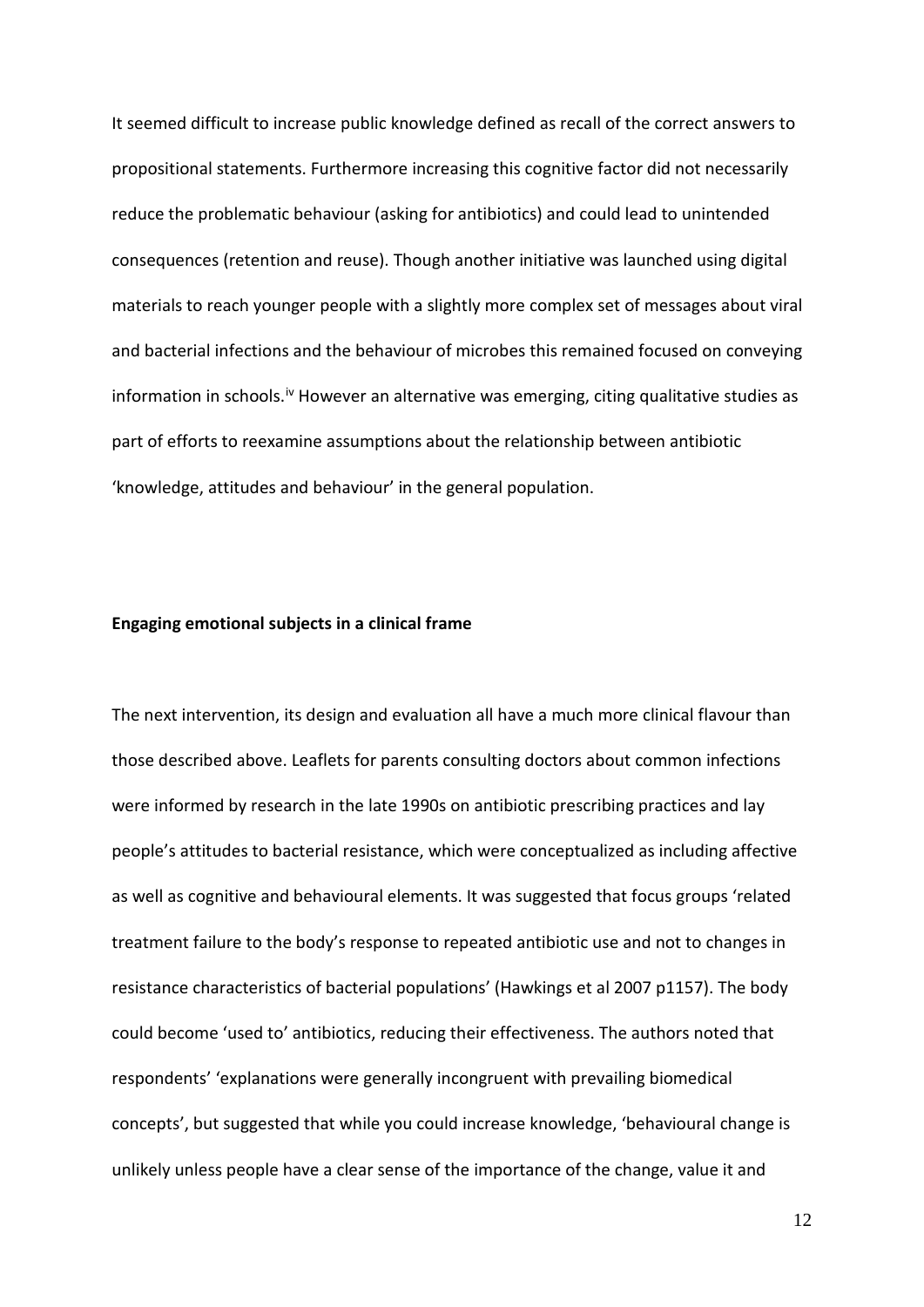It seemed difficult to increase public knowledge defined as recall of the correct answers to propositional statements. Furthermore increasing this cognitive factor did not necessarily reduce the problematic behaviour (asking for antibiotics) and could lead to unintended consequences (retention and reuse). Though another initiative was launched using digital materials to reach younger people with a slightly more complex set of messages about viral and bacterial infections and the behaviour of microbes this remained focused on conveying information in schools.[iv] However an alternative was emerging, citing qualitative studies as part of efforts to reexamine assumptions about the relationship between antibiotic 'knowledge, attitudes and behaviour' in the general population.

**Engaging emotional subjects in a clinical frame**

The next intervention, its design and evaluation all have a much more clinical flavour than those described above. Leaflets for parents consulting doctors about common infections were informed by research in the late 1990s on antibiotic prescribing practices and lay people's attitudes to bacterial resistance, which were conceptualized as including affective as well as cognitive and behavioural elements. It was suggested that focus groups 'related treatment failure to the body's response to repeated antibiotic use and not to changes in resistance characteristics of bacterial populations' (Hawkings et al 2007 p1157). The body could become 'used to' antibiotics, reducing their effectiveness. The authors noted that respondents' 'explanations were generally incongruent with prevailing biomedical concepts', but suggested that while you could increase knowledge, 'behavioural change is unlikely unless people have a clear sense of the importance of the change, value it and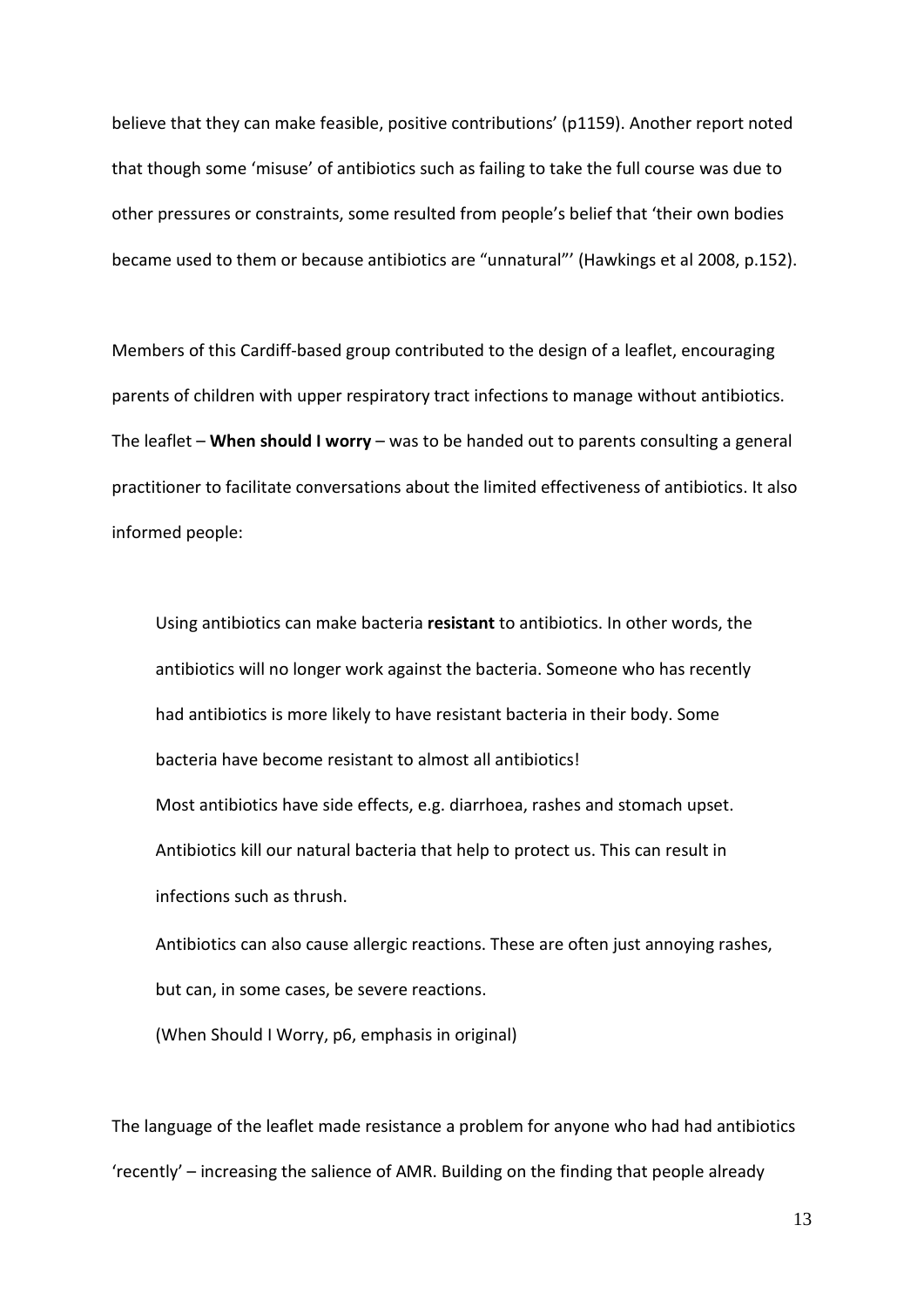believe that they can make feasible, positive contributions' (p1159). Another report noted that though some 'misuse' of antibiotics such as failing to take the full course was due to other pressures or constraints, some resulted from people's belief that 'their own bodies became used to them or because antibiotics are "unnatural"' (Hawkings et al 2008, p.152).

Members of this Cardiff-based group contributed to the design of a leaflet, encouraging parents of children with upper respiratory tract infections to manage without antibiotics. The leaflet – **When should I worry** – was to be handed out to parents consulting a general practitioner to facilitate conversations about the limited effectiveness of antibiotics. It also informed people:

> Using antibiotics can make bacteria **resistant** to antibiotics. In other words, the antibiotics will no longer work against the bacteria. Someone who has recently had antibiotics is more likely to have resistant bacteria in their body. Some bacteria have become resistant to almost all antibiotics!
>
> Most antibiotics have side effects, e.g. diarrhoea, rashes and stomach upset. Antibiotics kill our natural bacteria that help to protect us. This can result in infections such as thrush.
>
> Antibiotics can also cause allergic reactions. These are often just annoying rashes, but can, in some cases, be severe reactions.
>
> (When Should I Worry, p6, emphasis in original)

The language of the leaflet made resistance a problem for anyone who had had antibiotics 'recently' – increasing the salience of AMR. Building on the finding that people already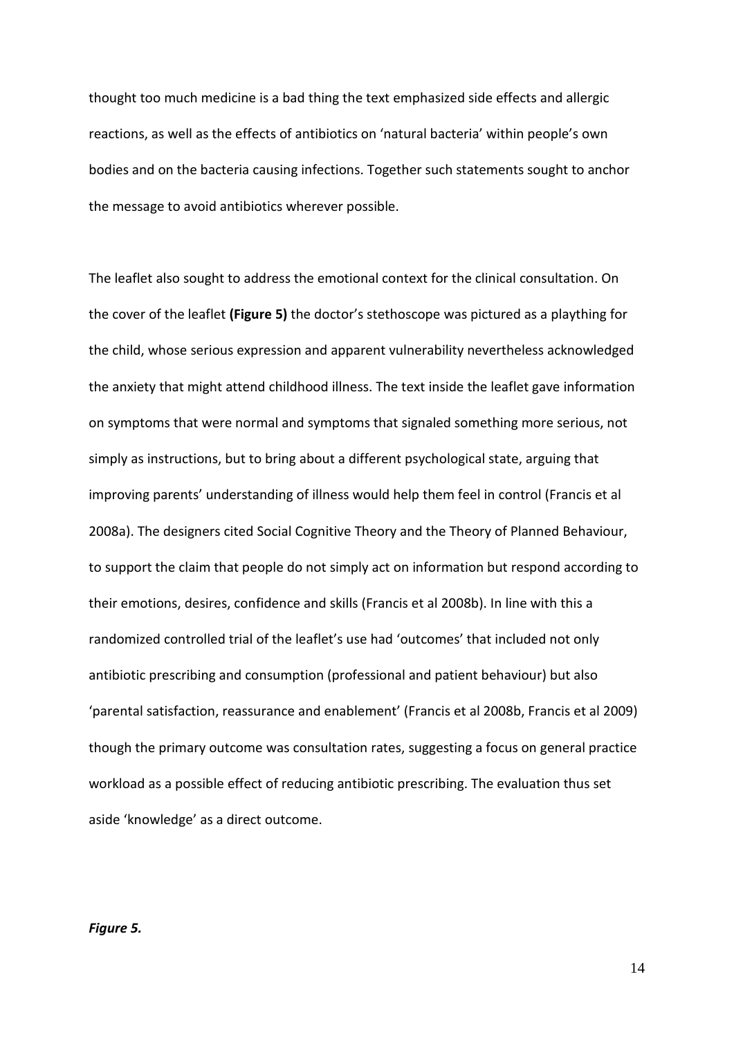thought too much medicine is a bad thing the text emphasized side effects and allergic reactions, as well as the effects of antibiotics on 'natural bacteria' within people's own bodies and on the bacteria causing infections. Together such statements sought to anchor the message to avoid antibiotics wherever possible.

The leaflet also sought to address the emotional context for the clinical consultation. On the cover of the leaflet **(Figure 5)** the doctor's stethoscope was pictured as a plaything for the child, whose serious expression and apparent vulnerability nevertheless acknowledged the anxiety that might attend childhood illness. The text inside the leaflet gave information on symptoms that were normal and symptoms that signaled something more serious, not simply as instructions, but to bring about a different psychological state, arguing that improving parents' understanding of illness would help them feel in control (Francis et al 2008a). The designers cited Social Cognitive Theory and the Theory of Planned Behaviour, to support the claim that people do not simply act on information but respond according to their emotions, desires, confidence and skills (Francis et al 2008b). In line with this a randomized controlled trial of the leaflet's use had 'outcomes' that included not only antibiotic prescribing and consumption (professional and patient behaviour) but also 'parental satisfaction, reassurance and enablement' (Francis et al 2008b, Francis et al 2009) though the primary outcome was consultation rates, suggesting a focus on general practice workload as a possible effect of reducing antibiotic prescribing. The evaluation thus set aside 'knowledge' as a direct outcome.

***Figure 5.***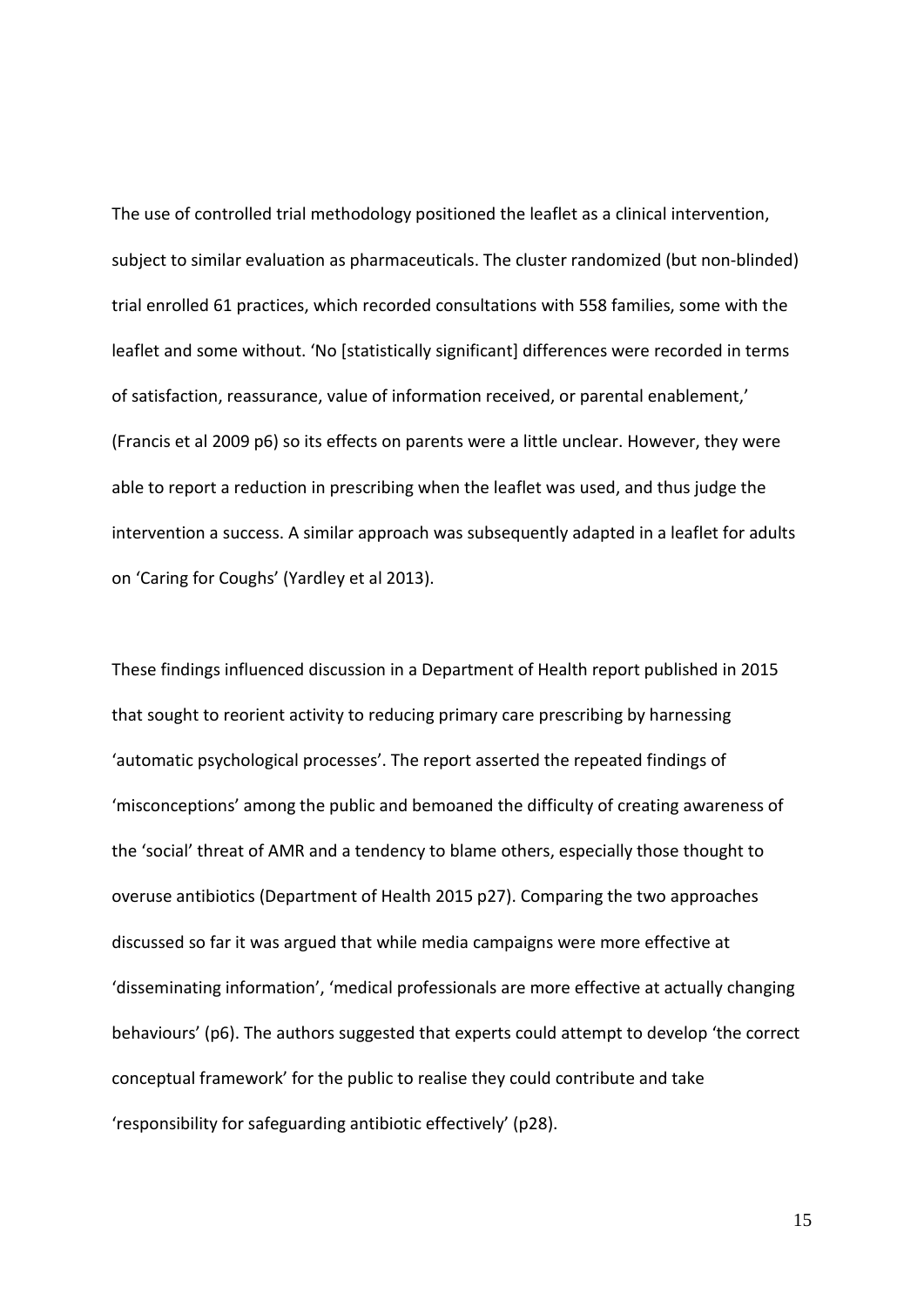The use of controlled trial methodology positioned the leaflet as a clinical intervention, subject to similar evaluation as pharmaceuticals. The cluster randomized (but non-blinded) trial enrolled 61 practices, which recorded consultations with 558 families, some with the leaflet and some without. 'No [statistically significant] differences were recorded in terms of satisfaction, reassurance, value of information received, or parental enablement,' (Francis et al 2009 p6) so its effects on parents were a little unclear. However, they were able to report a reduction in prescribing when the leaflet was used, and thus judge the intervention a success. A similar approach was subsequently adapted in a leaflet for adults on 'Caring for Coughs' (Yardley et al 2013).

These findings influenced discussion in a Department of Health report published in 2015 that sought to reorient activity to reducing primary care prescribing by harnessing 'automatic psychological processes'. The report asserted the repeated findings of 'misconceptions' among the public and bemoaned the difficulty of creating awareness of the 'social' threat of AMR and a tendency to blame others, especially those thought to overuse antibiotics (Department of Health 2015 p27). Comparing the two approaches discussed so far it was argued that while media campaigns were more effective at 'disseminating information', 'medical professionals are more effective at actually changing behaviours' (p6). The authors suggested that experts could attempt to develop 'the correct conceptual framework' for the public to realise they could contribute and take 'responsibility for safeguarding antibiotic effectively' (p28).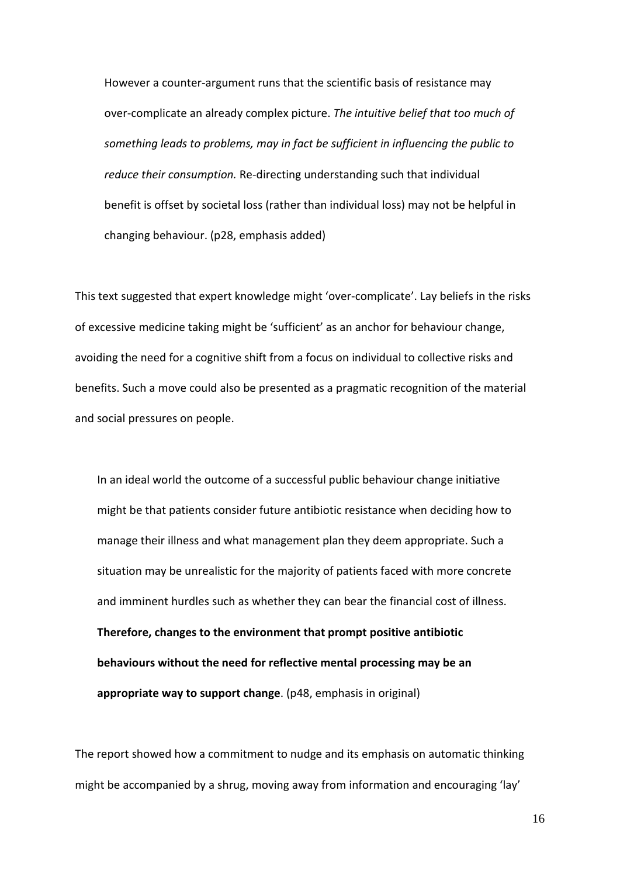> However a counter-argument runs that the scientific basis of resistance may over-complicate an already complex picture. *The intuitive belief that too much of something leads to problems, may in fact be sufficient in influencing the public to reduce their consumption.* Re-directing understanding such that individual benefit is offset by societal loss (rather than individual loss) may not be helpful in changing behaviour. (p28, emphasis added)

This text suggested that expert knowledge might 'over-complicate'. Lay beliefs in the risks of excessive medicine taking might be 'sufficient' as an anchor for behaviour change, avoiding the need for a cognitive shift from a focus on individual to collective risks and benefits. Such a move could also be presented as a pragmatic recognition of the material and social pressures on people.

> In an ideal world the outcome of a successful public behaviour change initiative might be that patients consider future antibiotic resistance when deciding how to manage their illness and what management plan they deem appropriate. Such a situation may be unrealistic for the majority of patients faced with more concrete and imminent hurdles such as whether they can bear the financial cost of illness. **Therefore, changes to the environment that prompt positive antibiotic behaviours without the need for reflective mental processing may be an appropriate way to support change**. (p48, emphasis in original)

The report showed how a commitment to nudge and its emphasis on automatic thinking might be accompanied by a shrug, moving away from information and encouraging 'lay'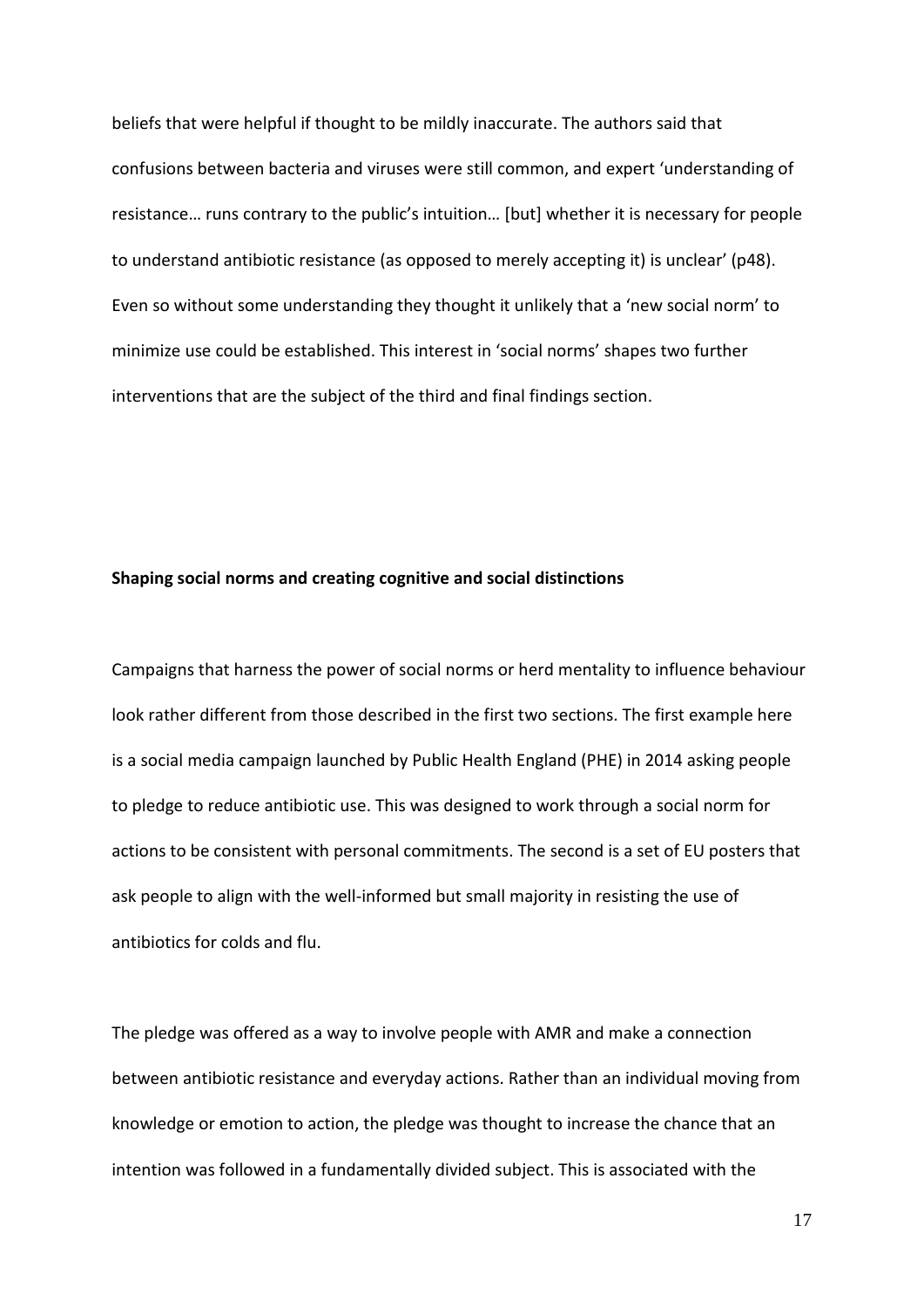beliefs that were helpful if thought to be mildly inaccurate. The authors said that confusions between bacteria and viruses were still common, and expert 'understanding of resistance… runs contrary to the public's intuition… [but] whether it is necessary for people to understand antibiotic resistance (as opposed to merely accepting it) is unclear' (p48). Even so without some understanding they thought it unlikely that a 'new social norm' to minimize use could be established. This interest in 'social norms' shapes two further interventions that are the subject of the third and final findings section.

**Shaping social norms and creating cognitive and social distinctions**

Campaigns that harness the power of social norms or herd mentality to influence behaviour look rather different from those described in the first two sections. The first example here is a social media campaign launched by Public Health England (PHE) in 2014 asking people to pledge to reduce antibiotic use. This was designed to work through a social norm for actions to be consistent with personal commitments. The second is a set of EU posters that ask people to align with the well-informed but small majority in resisting the use of antibiotics for colds and flu.

The pledge was offered as a way to involve people with AMR and make a connection between antibiotic resistance and everyday actions. Rather than an individual moving from knowledge or emotion to action, the pledge was thought to increase the chance that an intention was followed in a fundamentally divided subject. This is associated with the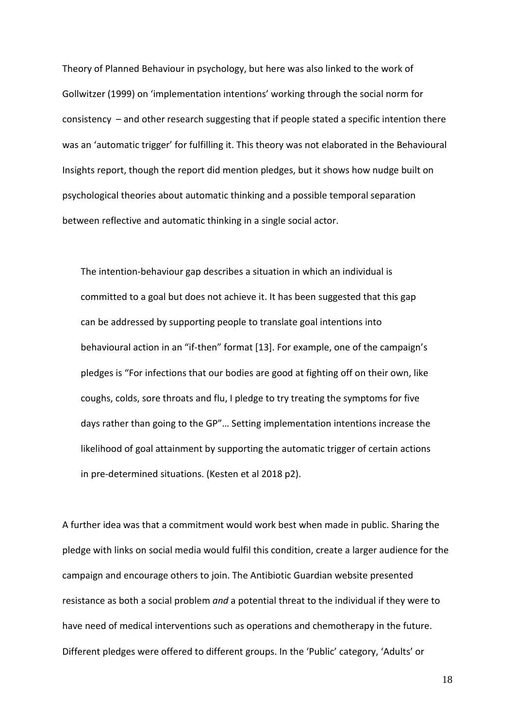Theory of Planned Behaviour in psychology, but here was also linked to the work of Gollwitzer (1999) on 'implementation intentions' working through the social norm for consistency – and other research suggesting that if people stated a specific intention there was an 'automatic trigger' for fulfilling it. This theory was not elaborated in the Behavioural Insights report, though the report did mention pledges, but it shows how nudge built on psychological theories about automatic thinking and a possible temporal separation between reflective and automatic thinking in a single social actor.

> The intention-behaviour gap describes a situation in which an individual is committed to a goal but does not achieve it. It has been suggested that this gap can be addressed by supporting people to translate goal intentions into behavioural action in an "if-then" format [13]. For example, one of the campaign's pledges is "For infections that our bodies are good at fighting off on their own, like coughs, colds, sore throats and flu, I pledge to try treating the symptoms for five days rather than going to the GP"… Setting implementation intentions increase the likelihood of goal attainment by supporting the automatic trigger of certain actions in pre-determined situations. (Kesten et al 2018 p2).

A further idea was that a commitment would work best when made in public. Sharing the pledge with links on social media would fulfil this condition, create a larger audience for the campaign and encourage others to join. The Antibiotic Guardian website presented resistance as both a social problem *and* a potential threat to the individual if they were to have need of medical interventions such as operations and chemotherapy in the future. Different pledges were offered to different groups. In the 'Public' category, 'Adults' or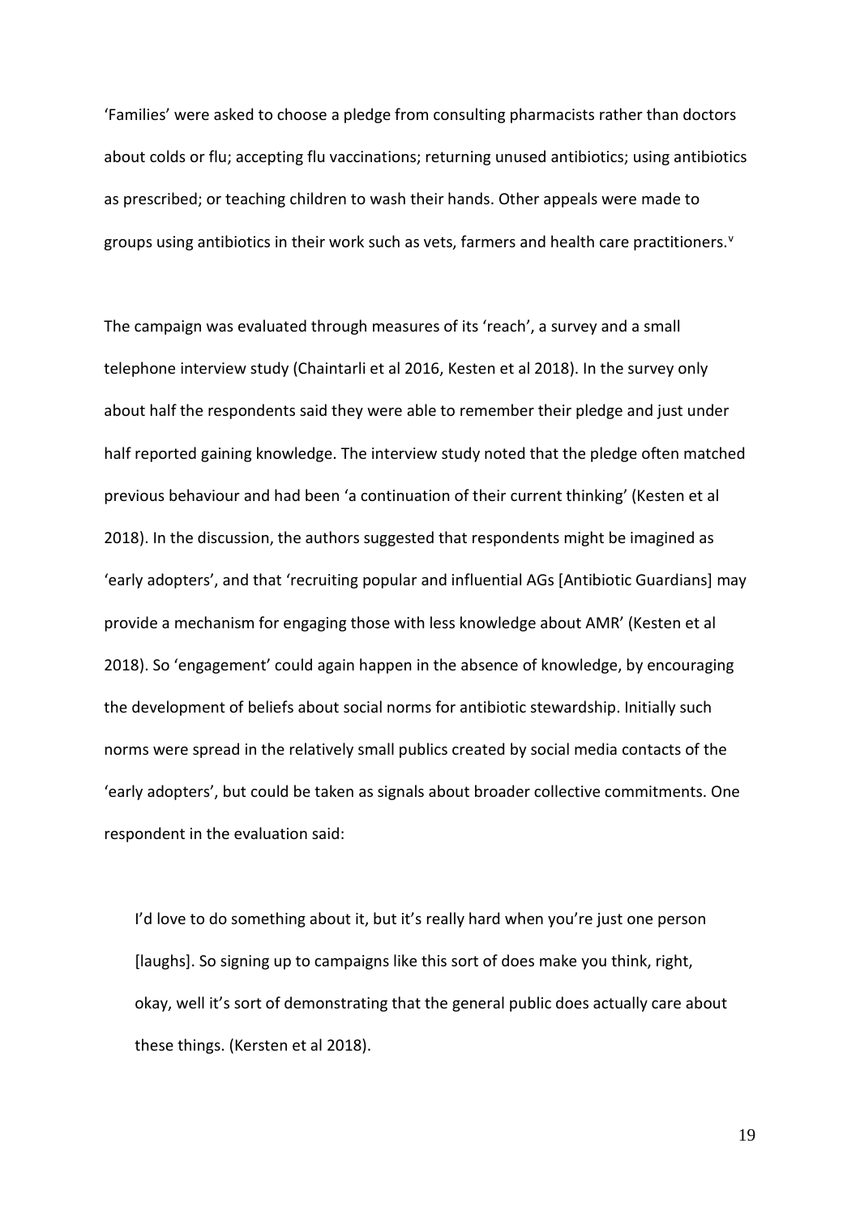'Families' were asked to choose a pledge from consulting pharmacists rather than doctors about colds or flu; accepting flu vaccinations; returning unused antibiotics; using antibiotics as prescribed; or teaching children to wash their hands. Other appeals were made to groups using antibiotics in their work such as vets, farmers and health care practitioners.[v]

The campaign was evaluated through measures of its 'reach', a survey and a small telephone interview study (Chaintarli et al 2016, Kesten et al 2018). In the survey only about half the respondents said they were able to remember their pledge and just under half reported gaining knowledge. The interview study noted that the pledge often matched previous behaviour and had been 'a continuation of their current thinking' (Kesten et al 2018). In the discussion, the authors suggested that respondents might be imagined as 'early adopters', and that 'recruiting popular and influential AGs [Antibiotic Guardians] may provide a mechanism for engaging those with less knowledge about AMR' (Kesten et al 2018). So 'engagement' could again happen in the absence of knowledge, by encouraging the development of beliefs about social norms for antibiotic stewardship. Initially such norms were spread in the relatively small publics created by social media contacts of the 'early adopters', but could be taken as signals about broader collective commitments. One respondent in the evaluation said:

> I'd love to do something about it, but it's really hard when you're just one person [laughs]. So signing up to campaigns like this sort of does make you think, right, okay, well it's sort of demonstrating that the general public does actually care about these things. (Kersten et al 2018).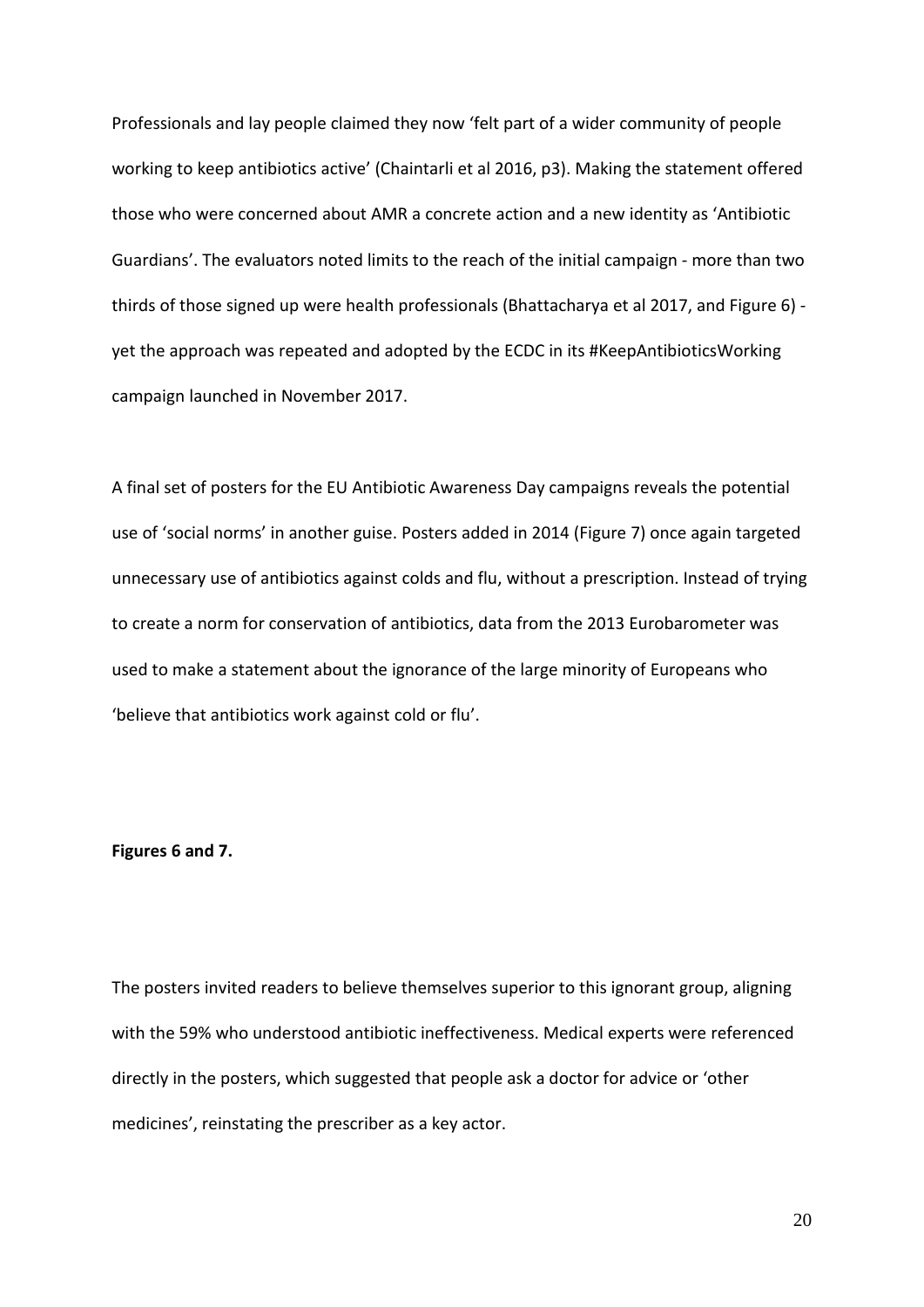Professionals and lay people claimed they now 'felt part of a wider community of people working to keep antibiotics active' (Chaintarli et al 2016, p3). Making the statement offered those who were concerned about AMR a concrete action and a new identity as 'Antibiotic Guardians'. The evaluators noted limits to the reach of the initial campaign - more than two thirds of those signed up were health professionals (Bhattacharya et al 2017, and Figure 6) - yet the approach was repeated and adopted by the ECDC in its #KeepAntibioticsWorking campaign launched in November 2017.

A final set of posters for the EU Antibiotic Awareness Day campaigns reveals the potential use of 'social norms' in another guise. Posters added in 2014 (Figure 7) once again targeted unnecessary use of antibiotics against colds and flu, without a prescription. Instead of trying to create a norm for conservation of antibiotics, data from the 2013 Eurobarometer was used to make a statement about the ignorance of the large minority of Europeans who 'believe that antibiotics work against cold or flu'.

**Figures 6 and 7.**

The posters invited readers to believe themselves superior to this ignorant group, aligning with the 59% who understood antibiotic ineffectiveness. Medical experts were referenced directly in the posters, which suggested that people ask a doctor for advice or 'other medicines', reinstating the prescriber as a key actor.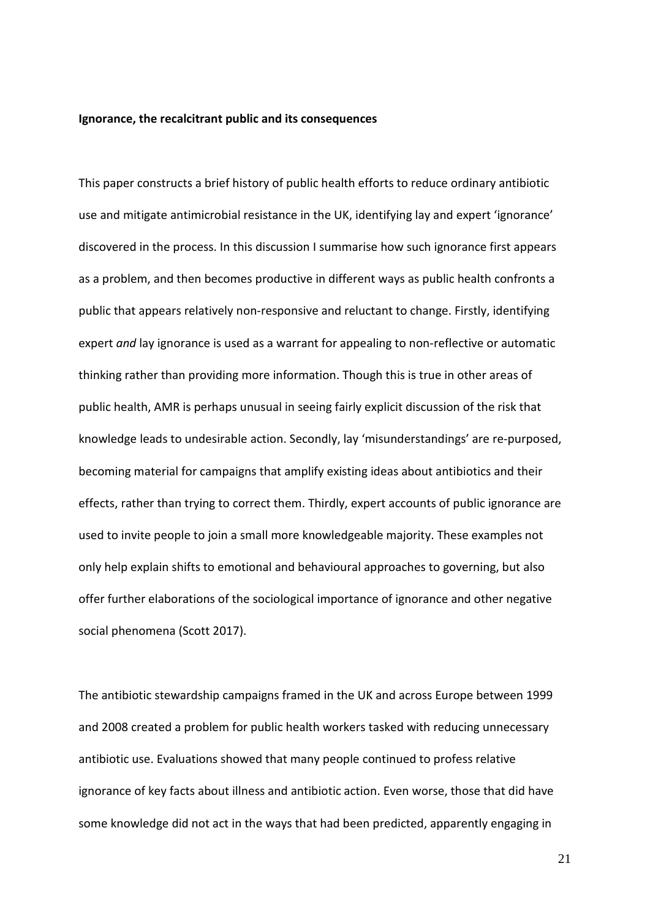**Ignorance, the recalcitrant public and its consequences**

This paper constructs a brief history of public health efforts to reduce ordinary antibiotic use and mitigate antimicrobial resistance in the UK, identifying lay and expert 'ignorance' discovered in the process. In this discussion I summarise how such ignorance first appears as a problem, and then becomes productive in different ways as public health confronts a public that appears relatively non-responsive and reluctant to change. Firstly, identifying expert *and* lay ignorance is used as a warrant for appealing to non-reflective or automatic thinking rather than providing more information. Though this is true in other areas of public health, AMR is perhaps unusual in seeing fairly explicit discussion of the risk that knowledge leads to undesirable action. Secondly, lay 'misunderstandings' are re-purposed, becoming material for campaigns that amplify existing ideas about antibiotics and their effects, rather than trying to correct them. Thirdly, expert accounts of public ignorance are used to invite people to join a small more knowledgeable majority. These examples not only help explain shifts to emotional and behavioural approaches to governing, but also offer further elaborations of the sociological importance of ignorance and other negative social phenomena (Scott 2017).

The antibiotic stewardship campaigns framed in the UK and across Europe between 1999 and 2008 created a problem for public health workers tasked with reducing unnecessary antibiotic use. Evaluations showed that many people continued to profess relative ignorance of key facts about illness and antibiotic action. Even worse, those that did have some knowledge did not act in the ways that had been predicted, apparently engaging in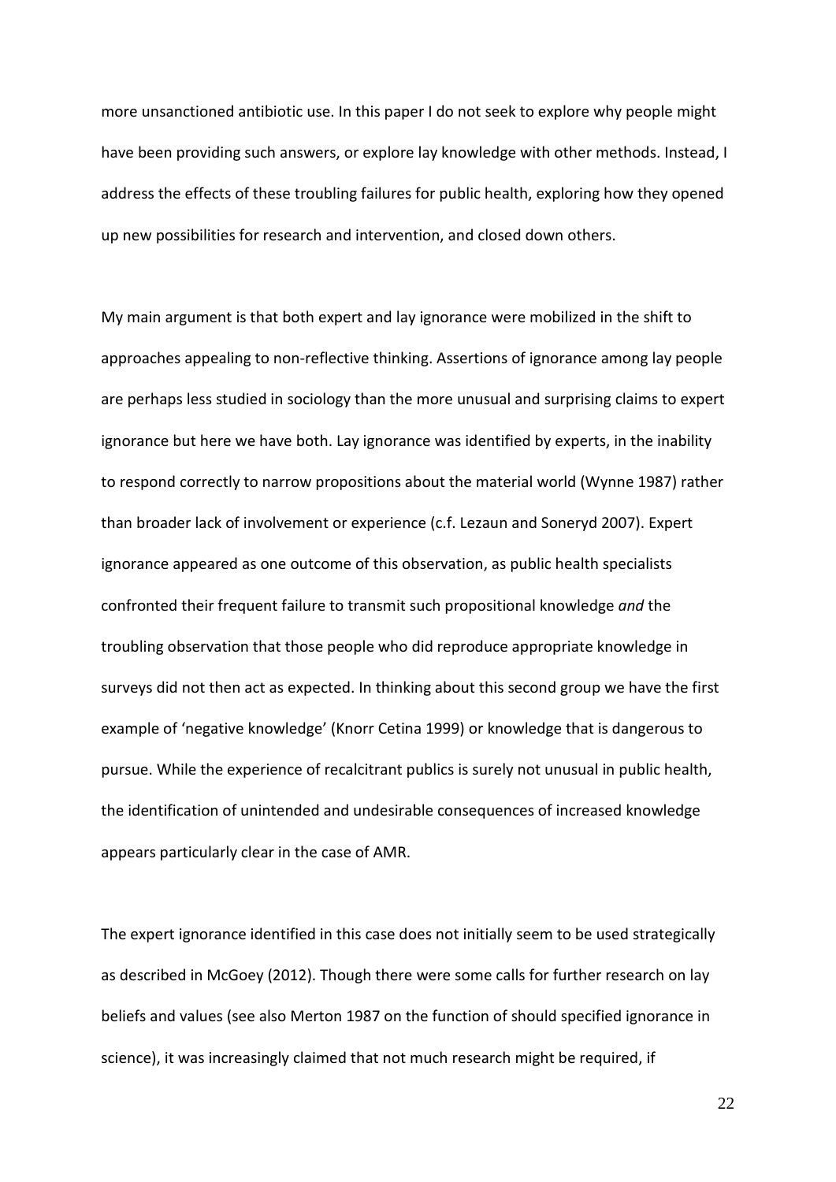more unsanctioned antibiotic use. In this paper I do not seek to explore why people might have been providing such answers, or explore lay knowledge with other methods. Instead, I address the effects of these troubling failures for public health, exploring how they opened up new possibilities for research and intervention, and closed down others.

My main argument is that both expert and lay ignorance were mobilized in the shift to approaches appealing to non-reflective thinking. Assertions of ignorance among lay people are perhaps less studied in sociology than the more unusual and surprising claims to expert ignorance but here we have both. Lay ignorance was identified by experts, in the inability to respond correctly to narrow propositions about the material world (Wynne 1987) rather than broader lack of involvement or experience (c.f. Lezaun and Soneryd 2007). Expert ignorance appeared as one outcome of this observation, as public health specialists confronted their frequent failure to transmit such propositional knowledge *and* the troubling observation that those people who did reproduce appropriate knowledge in surveys did not then act as expected. In thinking about this second group we have the first example of 'negative knowledge' (Knorr Cetina 1999) or knowledge that is dangerous to pursue. While the experience of recalcitrant publics is surely not unusual in public health, the identification of unintended and undesirable consequences of increased knowledge appears particularly clear in the case of AMR.

The expert ignorance identified in this case does not initially seem to be used strategically as described in McGoey (2012). Though there were some calls for further research on lay beliefs and values (see also Merton 1987 on the function of should specified ignorance in science), it was increasingly claimed that not much research might be required, if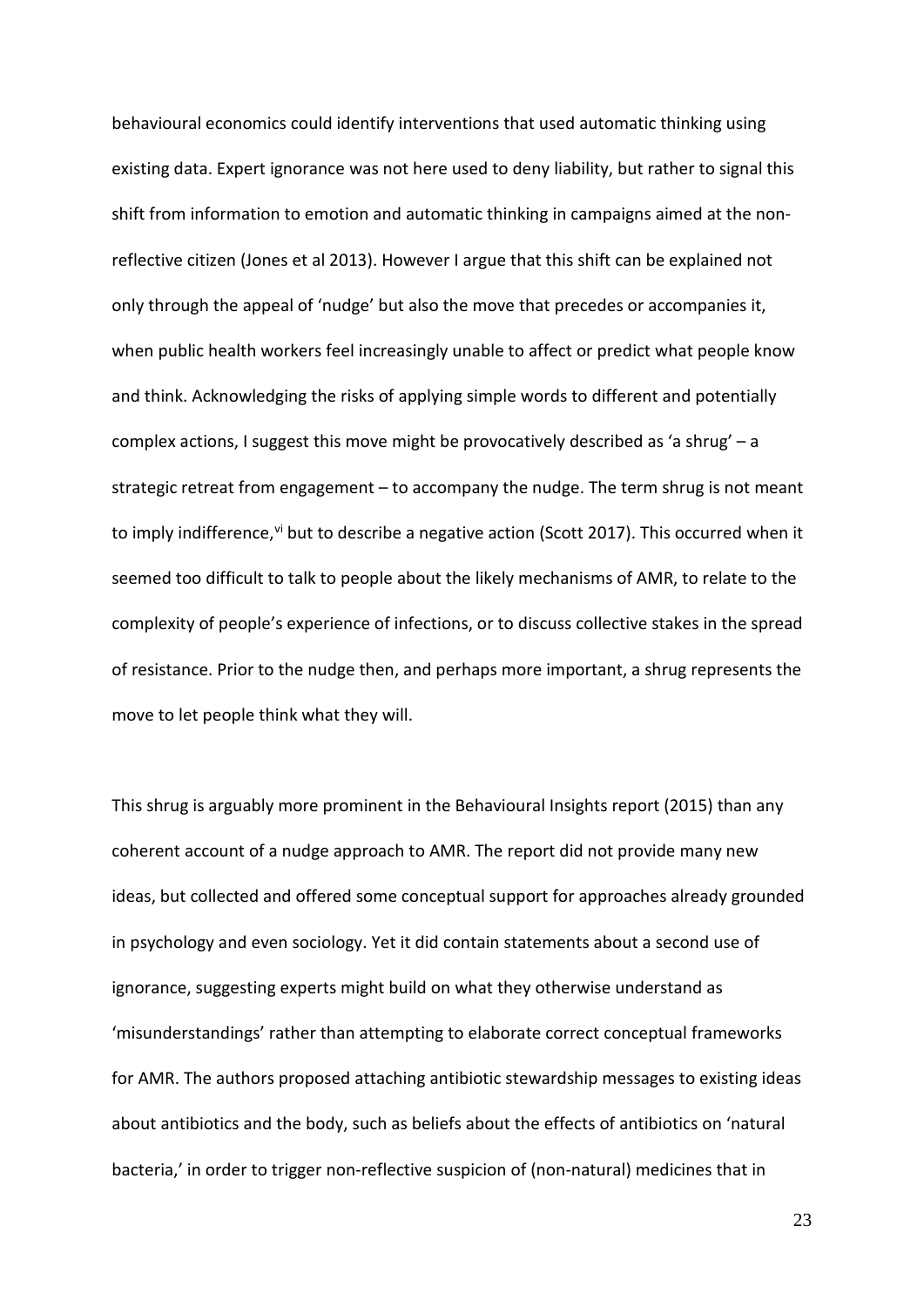behavioural economics could identify interventions that used automatic thinking using existing data. Expert ignorance was not here used to deny liability, but rather to signal this shift from information to emotion and automatic thinking in campaigns aimed at the non-reflective citizen (Jones et al 2013). However I argue that this shift can be explained not only through the appeal of 'nudge' but also the move that precedes or accompanies it, when public health workers feel increasingly unable to affect or predict what people know and think. Acknowledging the risks of applying simple words to different and potentially complex actions, I suggest this move might be provocatively described as 'a shrug' – a strategic retreat from engagement – to accompany the nudge. The term shrug is not meant to imply indifference,[vi] but to describe a negative action (Scott 2017). This occurred when it seemed too difficult to talk to people about the likely mechanisms of AMR, to relate to the complexity of people's experience of infections, or to discuss collective stakes in the spread of resistance. Prior to the nudge then, and perhaps more important, a shrug represents the move to let people think what they will.

This shrug is arguably more prominent in the Behavioural Insights report (2015) than any coherent account of a nudge approach to AMR. The report did not provide many new ideas, but collected and offered some conceptual support for approaches already grounded in psychology and even sociology. Yet it did contain statements about a second use of ignorance, suggesting experts might build on what they otherwise understand as 'misunderstandings' rather than attempting to elaborate correct conceptual frameworks for AMR. The authors proposed attaching antibiotic stewardship messages to existing ideas about antibiotics and the body, such as beliefs about the effects of antibiotics on 'natural bacteria,' in order to trigger non-reflective suspicion of (non-natural) medicines that in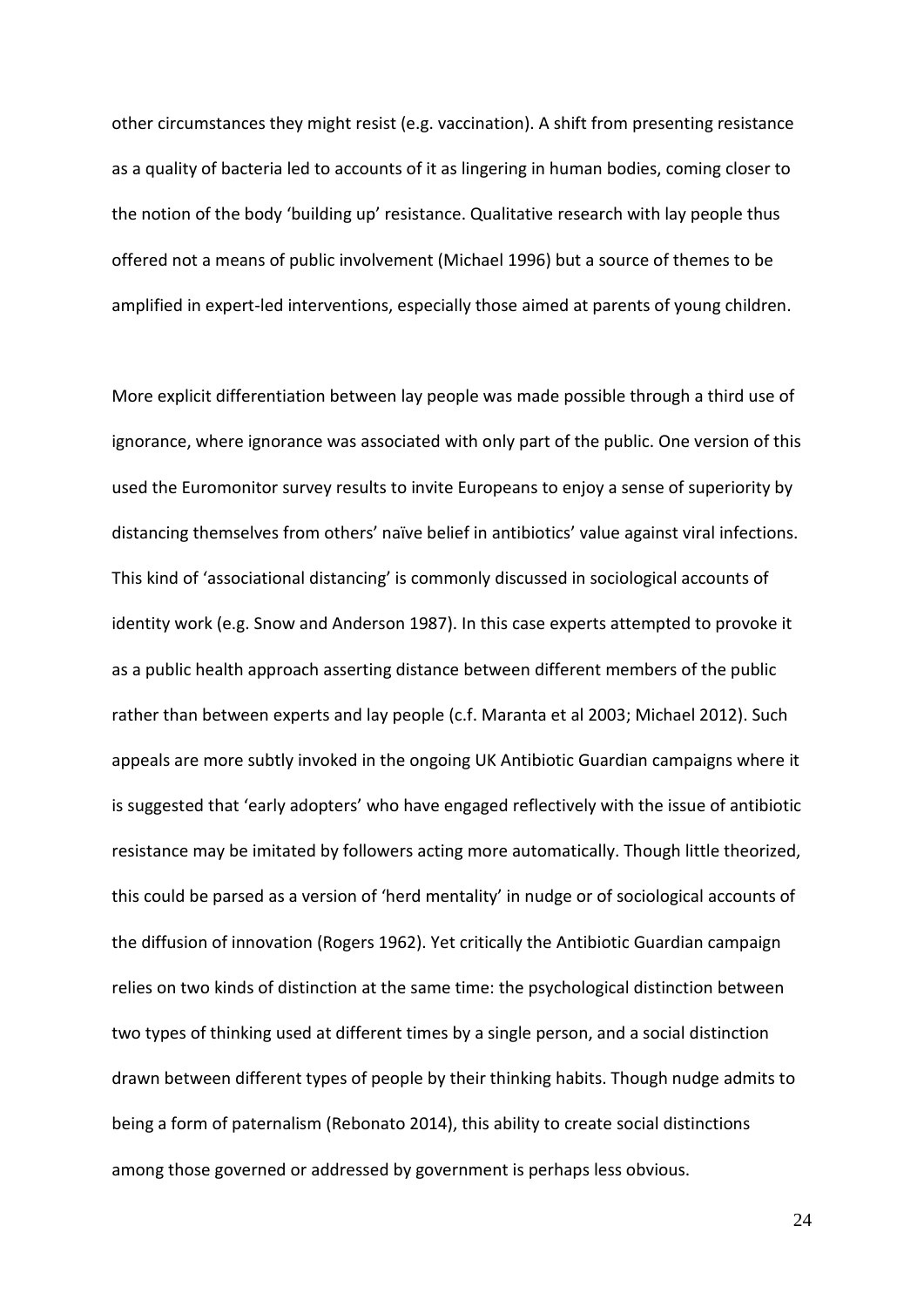other circumstances they might resist (e.g. vaccination). A shift from presenting resistance as a quality of bacteria led to accounts of it as lingering in human bodies, coming closer to the notion of the body 'building up' resistance. Qualitative research with lay people thus offered not a means of public involvement (Michael 1996) but a source of themes to be amplified in expert-led interventions, especially those aimed at parents of young children.

More explicit differentiation between lay people was made possible through a third use of ignorance, where ignorance was associated with only part of the public. One version of this used the Euromonitor survey results to invite Europeans to enjoy a sense of superiority by distancing themselves from others' naïve belief in antibiotics' value against viral infections. This kind of 'associational distancing' is commonly discussed in sociological accounts of identity work (e.g. Snow and Anderson 1987). In this case experts attempted to provoke it as a public health approach asserting distance between different members of the public rather than between experts and lay people (c.f. Maranta et al 2003; Michael 2012). Such appeals are more subtly invoked in the ongoing UK Antibiotic Guardian campaigns where it is suggested that 'early adopters' who have engaged reflectively with the issue of antibiotic resistance may be imitated by followers acting more automatically. Though little theorized, this could be parsed as a version of 'herd mentality' in nudge or of sociological accounts of the diffusion of innovation (Rogers 1962). Yet critically the Antibiotic Guardian campaign relies on two kinds of distinction at the same time: the psychological distinction between two types of thinking used at different times by a single person, and a social distinction drawn between different types of people by their thinking habits. Though nudge admits to being a form of paternalism (Rebonato 2014), this ability to create social distinctions among those governed or addressed by government is perhaps less obvious.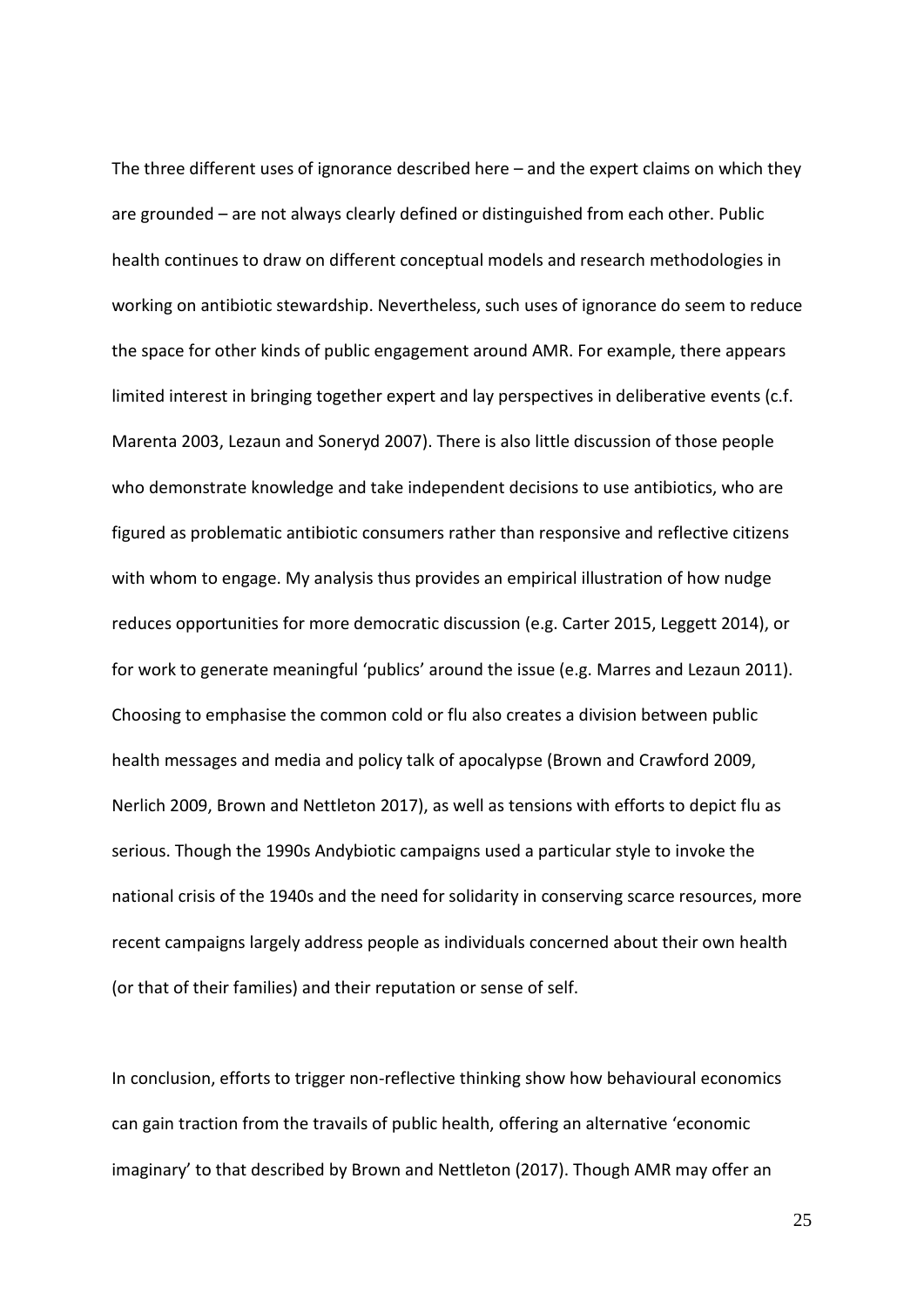The three different uses of ignorance described here – and the expert claims on which they are grounded – are not always clearly defined or distinguished from each other. Public health continues to draw on different conceptual models and research methodologies in working on antibiotic stewardship. Nevertheless, such uses of ignorance do seem to reduce the space for other kinds of public engagement around AMR. For example, there appears limited interest in bringing together expert and lay perspectives in deliberative events (c.f. Marenta 2003, Lezaun and Soneryd 2007). There is also little discussion of those people who demonstrate knowledge and take independent decisions to use antibiotics, who are figured as problematic antibiotic consumers rather than responsive and reflective citizens with whom to engage. My analysis thus provides an empirical illustration of how nudge reduces opportunities for more democratic discussion (e.g. Carter 2015, Leggett 2014), or for work to generate meaningful 'publics' around the issue (e.g. Marres and Lezaun 2011). Choosing to emphasise the common cold or flu also creates a division between public health messages and media and policy talk of apocalypse (Brown and Crawford 2009, Nerlich 2009, Brown and Nettleton 2017), as well as tensions with efforts to depict flu as serious. Though the 1990s Andybiotic campaigns used a particular style to invoke the national crisis of the 1940s and the need for solidarity in conserving scarce resources, more recent campaigns largely address people as individuals concerned about their own health (or that of their families) and their reputation or sense of self.

In conclusion, efforts to trigger non-reflective thinking show how behavioural economics can gain traction from the travails of public health, offering an alternative 'economic imaginary' to that described by Brown and Nettleton (2017). Though AMR may offer an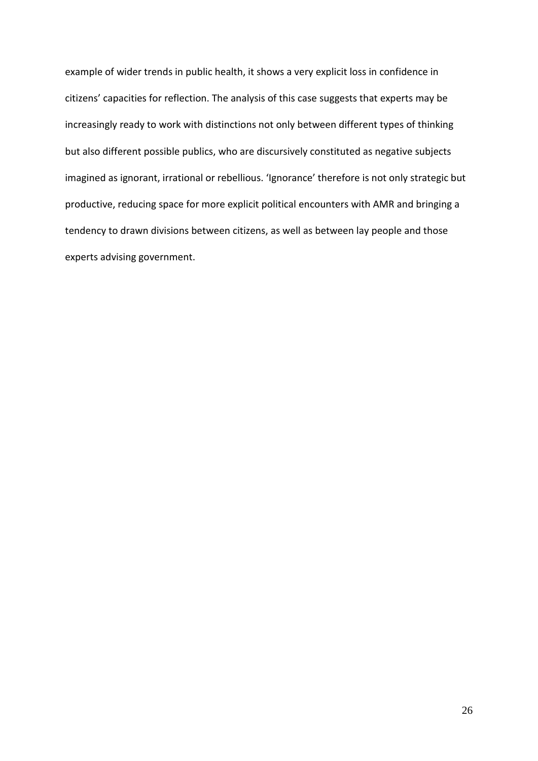example of wider trends in public health, it shows a very explicit loss in confidence in citizens' capacities for reflection. The analysis of this case suggests that experts may be increasingly ready to work with distinctions not only between different types of thinking but also different possible publics, who are discursively constituted as negative subjects imagined as ignorant, irrational or rebellious. 'Ignorance' therefore is not only strategic but productive, reducing space for more explicit political encounters with AMR and bringing a tendency to drawn divisions between citizens, as well as between lay people and those experts advising government.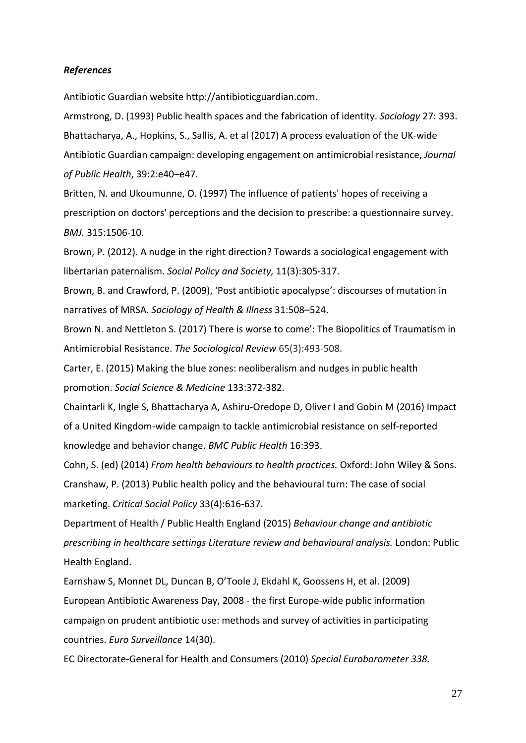***References***

Antibiotic Guardian website http://antibioticguardian.com.

Armstrong, D. (1993) Public health spaces and the fabrication of identity. *Sociology* 27: 393.

Bhattacharya, A., Hopkins, S., Sallis, A. et al (2017) A process evaluation of the UK-wide Antibiotic Guardian campaign: developing engagement on antimicrobial resistance, *Journal of Public Health*, 39:2:e40–e47.

Britten, N. and Ukoumunne, O. (1997) The influence of patients' hopes of receiving a prescription on doctors' perceptions and the decision to prescribe: a questionnaire survey. *BMJ.* 315:1506-10.

Brown, P. (2012). A nudge in the right direction? Towards a sociological engagement with libertarian paternalism. *Social Policy and Society,* 11(3):305-317.

Brown, B. and Crawford, P. (2009), 'Post antibiotic apocalypse': discourses of mutation in narratives of MRSA. *Sociology of Health & Illness* 31:508–524.

Brown N. and Nettleton S. (2017) There is worse to come': The Biopolitics of Traumatism in Antimicrobial Resistance. *The Sociological Review* 65(3):493-508.

Carter, E. (2015) Making the blue zones: neoliberalism and nudges in public health promotion. *Social Science & Medicine* 133:372-382.

Chaintarli K, Ingle S, Bhattacharya A, Ashiru-Oredope D, Oliver I and Gobin M (2016) Impact of a United Kingdom-wide campaign to tackle antimicrobial resistance on self-reported knowledge and behavior change. *BMC Public Health* 16:393.

Cohn, S. (ed) (2014) *From health behaviours to health practices.* Oxford: John Wiley & Sons.

Cranshaw, P. (2013) Public health policy and the behavioural turn: The case of social marketing. *Critical Social Policy* 33(4):616-637.

Department of Health / Public Health England (2015) *Behaviour change and antibiotic prescribing in healthcare settings Literature review and behavioural analysis.* London: Public Health England.

Earnshaw S, Monnet DL, Duncan B, O'Toole J, Ekdahl K, Goossens H, et al. (2009) European Antibiotic Awareness Day, 2008 - the first Europe-wide public information campaign on prudent antibiotic use: methods and survey of activities in participating countries. *Euro Surveillance* 14(30).

EC Directorate-General for Health and Consumers (2010) *Special Eurobarometer 338.*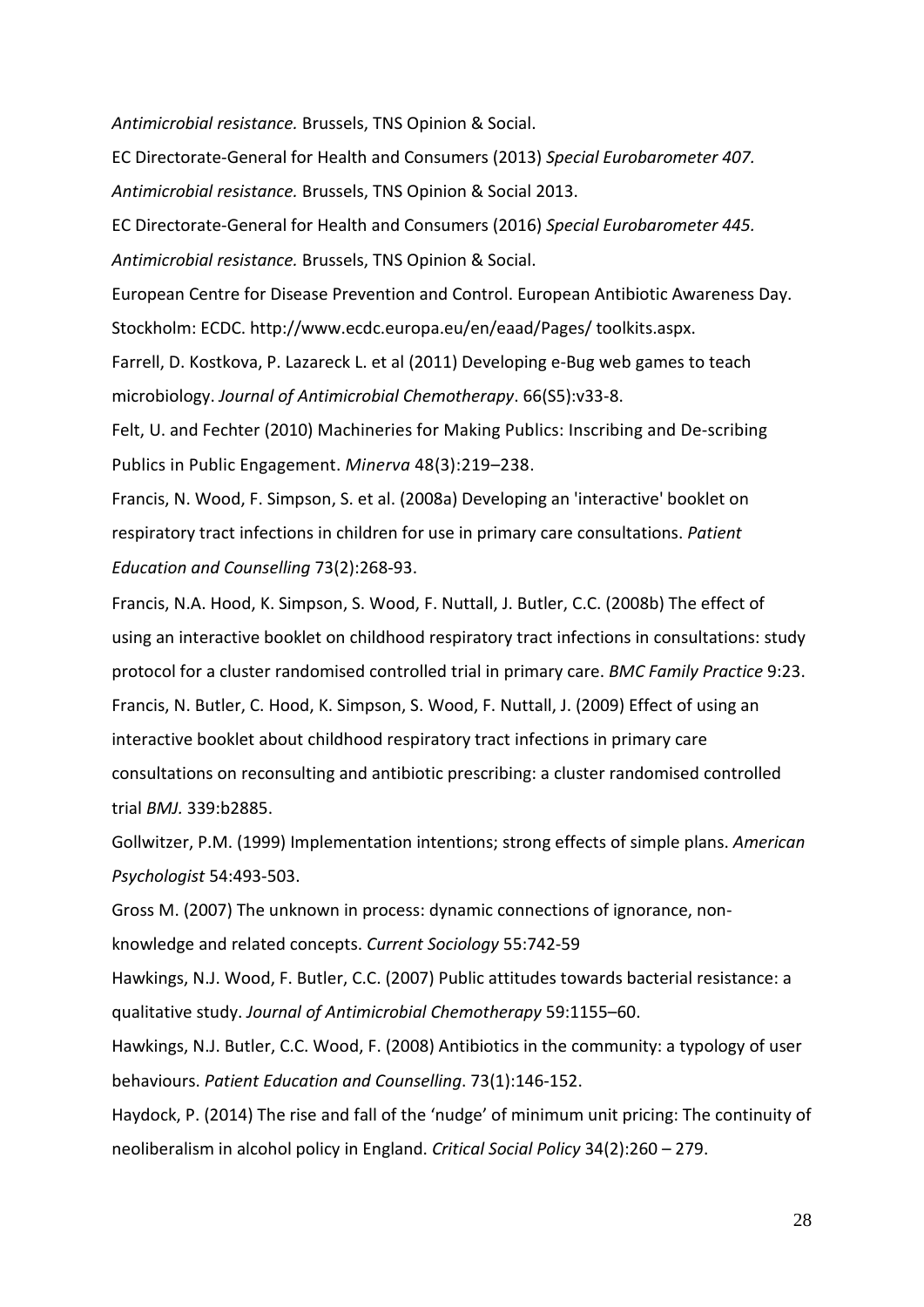*Antimicrobial resistance.* Brussels, TNS Opinion & Social.

EC Directorate-General for Health and Consumers (2013) *Special Eurobarometer 407. Antimicrobial resistance.* Brussels, TNS Opinion & Social 2013.

EC Directorate-General for Health and Consumers (2016) *Special Eurobarometer 445. Antimicrobial resistance.* Brussels, TNS Opinion & Social.

European Centre for Disease Prevention and Control. European Antibiotic Awareness Day. Stockholm: ECDC. http://www.ecdc.europa.eu/en/eaad/Pages/ toolkits.aspx.

Farrell, D. Kostkova, P. Lazareck L. et al (2011) Developing e-Bug web games to teach microbiology. *Journal of Antimicrobial Chemotherapy*. 66(S5):v33-8.

Felt, U. and Fechter (2010) Machineries for Making Publics: Inscribing and De-scribing Publics in Public Engagement. *Minerva* 48(3):219–238.

Francis, N. Wood, F. Simpson, S. et al. (2008a) Developing an 'interactive' booklet on respiratory tract infections in children for use in primary care consultations. *Patient Education and Counselling* 73(2):268-93.

Francis, N.A. Hood, K. Simpson, S. Wood, F. Nuttall, J. Butler, C.C. (2008b) The effect of using an interactive booklet on childhood respiratory tract infections in consultations: study protocol for a cluster randomised controlled trial in primary care. *BMC Family Practice* 9:23.

Francis, N. Butler, C. Hood, K. Simpson, S. Wood, F. Nuttall, J. (2009) Effect of using an interactive booklet about childhood respiratory tract infections in primary care consultations on reconsulting and antibiotic prescribing: a cluster randomised controlled trial *BMJ.* 339:b2885.

Gollwitzer, P.M. (1999) Implementation intentions; strong effects of simple plans. *American Psychologist* 54:493-503.

Gross M. (2007) The unknown in process: dynamic connections of ignorance, non-knowledge and related concepts. *Current Sociology* 55:742-59

Hawkings, N.J. Wood, F. Butler, C.C. (2007) Public attitudes towards bacterial resistance: a qualitative study. *Journal of Antimicrobial Chemotherapy* 59:1155–60.

Hawkings, N.J. Butler, C.C. Wood, F. (2008) Antibiotics in the community: a typology of user behaviours. *Patient Education and Counselling*. 73(1):146-152.

Haydock, P. (2014) The rise and fall of the 'nudge' of minimum unit pricing: The continuity of neoliberalism in alcohol policy in England. *Critical Social Policy* 34(2):260 – 279.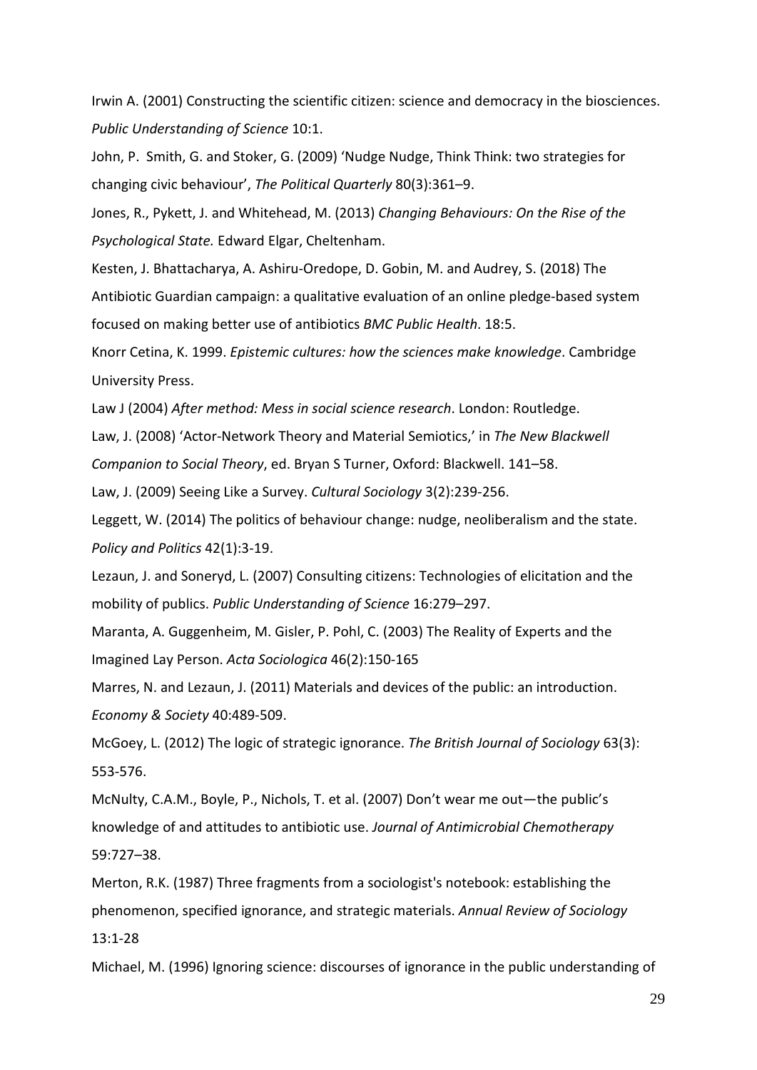Irwin A. (2001) Constructing the scientific citizen: science and democracy in the biosciences. *Public Understanding of Science* 10:1.

John, P. Smith, G. and Stoker, G. (2009) 'Nudge Nudge, Think Think: two strategies for changing civic behaviour', *The Political Quarterly* 80(3):361–9.

Jones, R., Pykett, J. and Whitehead, M. (2013) *Changing Behaviours: On the Rise of the Psychological State.* Edward Elgar, Cheltenham.

Kesten, J. Bhattacharya, A. Ashiru-Oredope, D. Gobin, M. and Audrey, S. (2018) The Antibiotic Guardian campaign: a qualitative evaluation of an online pledge-based system focused on making better use of antibiotics *BMC Public Health*. 18:5.

Knorr Cetina, K. 1999. *Epistemic cultures: how the sciences make knowledge*. Cambridge University Press.

Law J (2004) *After method: Mess in social science research*. London: Routledge.

Law, J. (2008) 'Actor-Network Theory and Material Semiotics,' in *The New Blackwell Companion to Social Theory*, ed. Bryan S Turner, Oxford: Blackwell. 141–58.

Law, J. (2009) Seeing Like a Survey. *Cultural Sociology* 3(2):239-256.

Leggett, W. (2014) The politics of behaviour change: nudge, neoliberalism and the state. *Policy and Politics* 42(1):3-19.

Lezaun, J. and Soneryd, L. (2007) Consulting citizens: Technologies of elicitation and the mobility of publics. *Public Understanding of Science* 16:279–297.

Maranta, A. Guggenheim, M. Gisler, P. Pohl, C. (2003) The Reality of Experts and the Imagined Lay Person. *Acta Sociologica* 46(2):150-165

Marres, N. and Lezaun, J. (2011) Materials and devices of the public: an introduction. *Economy & Society* 40:489-509.

McGoey, L. (2012) The logic of strategic ignorance. *The British Journal of Sociology* 63(3): 553-576.

McNulty, C.A.M., Boyle, P., Nichols, T. et al. (2007) Don't wear me out—the public's knowledge of and attitudes to antibiotic use. *Journal of Antimicrobial Chemotherapy* 59:727–38.

Merton, R.K. (1987) Three fragments from a sociologist's notebook: establishing the phenomenon, specified ignorance, and strategic materials. *Annual Review of Sociology* 13:1-28

Michael, M. (1996) Ignoring science: discourses of ignorance in the public understanding of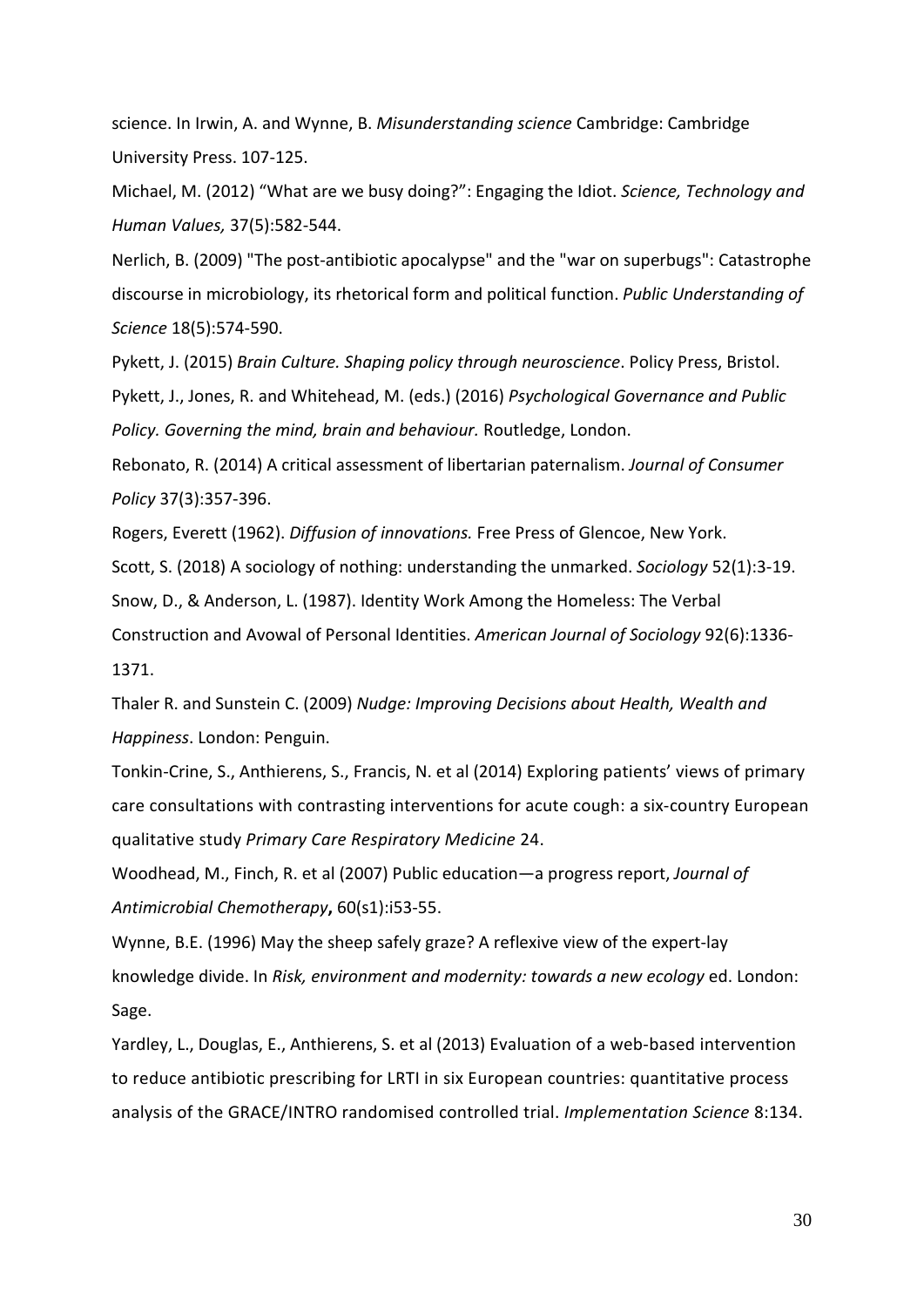science. In Irwin, A. and Wynne, B. *Misunderstanding science* Cambridge: Cambridge University Press. 107-125.

Michael, M. (2012) "What are we busy doing?": Engaging the Idiot. *Science, Technology and Human Values,* 37(5):582-544.

Nerlich, B. (2009) "The post-antibiotic apocalypse" and the "war on superbugs": Catastrophe discourse in microbiology, its rhetorical form and political function. *Public Understanding of Science* 18(5):574-590.

Pykett, J. (2015) *Brain Culture. Shaping policy through neuroscience*. Policy Press, Bristol.

Pykett, J., Jones, R. and Whitehead, M. (eds.) (2016) *Psychological Governance and Public Policy. Governing the mind, brain and behaviour.* Routledge, London.

Rebonato, R. (2014) A critical assessment of libertarian paternalism. *Journal of Consumer Policy* 37(3):357-396.

Rogers, Everett (1962). *Diffusion of innovations.* Free Press of Glencoe, New York.

Scott, S. (2018) A sociology of nothing: understanding the unmarked. *Sociology* 52(1):3-19.

Snow, D., & Anderson, L. (1987). Identity Work Among the Homeless: The Verbal Construction and Avowal of Personal Identities. *American Journal of Sociology* 92(6):1336-1371.

Thaler R. and Sunstein C. (2009) *Nudge: Improving Decisions about Health, Wealth and Happiness*. London: Penguin.

Tonkin-Crine, S., Anthierens, S., Francis, N. et al (2014) Exploring patients' views of primary care consultations with contrasting interventions for acute cough: a six-country European qualitative study *Primary Care Respiratory Medicine* 24.

Woodhead, M., Finch, R. et al (2007) Public education—a progress report, *Journal of Antimicrobial Chemotherapy*, 60(s1):i53-55.

Wynne, B.E. (1996) May the sheep safely graze? A reflexive view of the expert-lay knowledge divide. In *Risk, environment and modernity: towards a new ecology* ed. London: Sage.

Yardley, L., Douglas, E., Anthierens, S. et al (2013) Evaluation of a web-based intervention to reduce antibiotic prescribing for LRTI in six European countries: quantitative process analysis of the GRACE/INTRO randomised controlled trial. *Implementation Science* 8:134.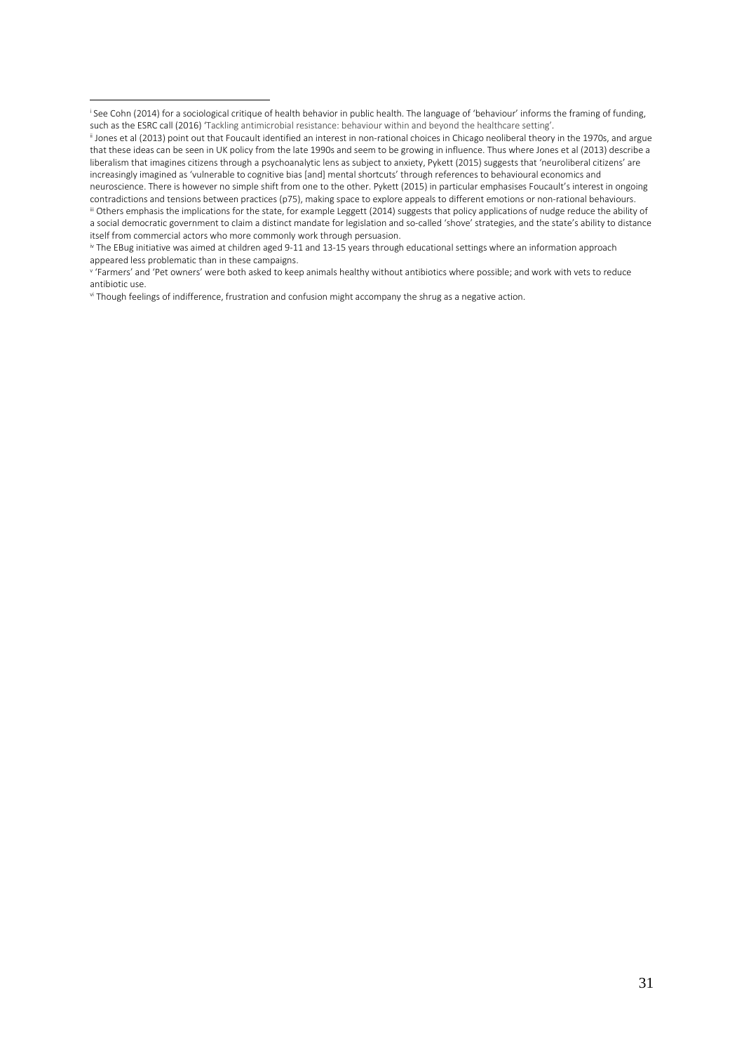[i] See Cohn (2014) for a sociological critique of health behavior in public health. The language of 'behaviour' informs the framing of funding, such as the ESRC call (2016) 'Tackling antimicrobial resistance: behaviour within and beyond the healthcare setting'.

[ii] Jones et al (2013) point out that Foucault identified an interest in non-rational choices in Chicago neoliberal theory in the 1970s, and argue that these ideas can be seen in UK policy from the late 1990s and seem to be growing in influence. Thus where Jones et al (2013) describe a liberalism that imagines citizens through a psychoanalytic lens as subject to anxiety, Pykett (2015) suggests that 'neuroliberal citizens' are increasingly imagined as 'vulnerable to cognitive bias [and] mental shortcuts' through references to behavioural economics and neuroscience. There is however no simple shift from one to the other. Pykett (2015) in particular emphasises Foucault's interest in ongoing contradictions and tensions between practices (p75), making space to explore appeals to different emotions or non-rational behaviours.

[iii] Others emphasis the implications for the state, for example Leggett (2014) suggests that policy applications of nudge reduce the ability of a social democratic government to claim a distinct mandate for legislation and so-called 'shove' strategies, and the state's ability to distance itself from commercial actors who more commonly work through persuasion.

[iv] The EBug initiative was aimed at children aged 9-11 and 13-15 years through educational settings where an information approach appeared less problematic than in these campaigns.

[v] 'Farmers' and 'Pet owners' were both asked to keep animals healthy without antibiotics where possible; and work with vets to reduce antibiotic use.

[vi] Though feelings of indifference, frustration and confusion might accompany the shrug as a negative action.